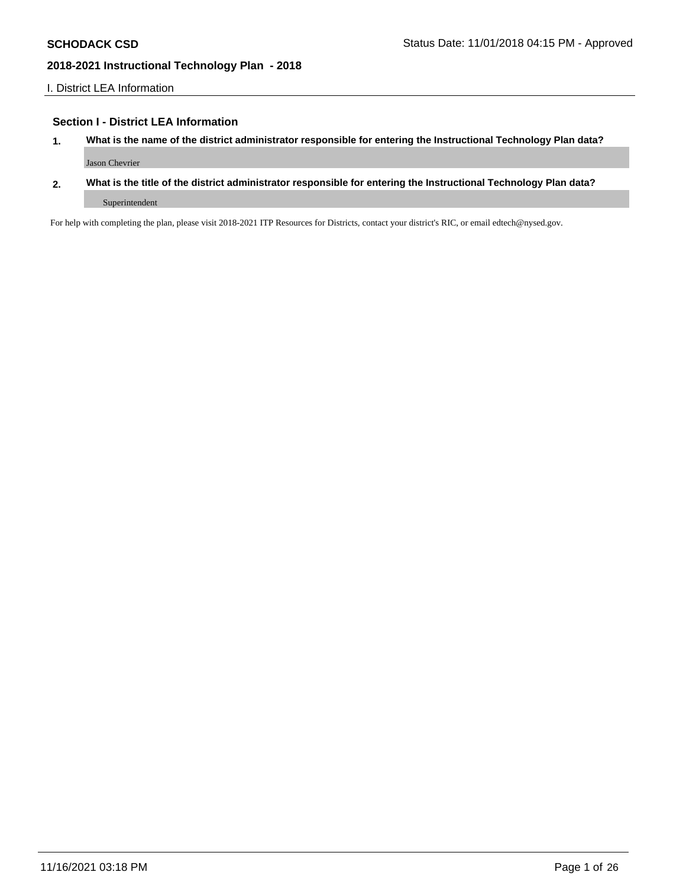## Section I - District LEA Information

**1. What is the name of the district administrator responsible for entering the Instructional Technology Plan data?**

Jason Chevrier

**2. What is the title of the district administrator responsible for entering the Instructional Technology Plan data?**

Superintendent

For help with completing the plan, please visit 2018-2021 ITP Resources for Districts, contact your district's RIC, or email edtech@nysed.gov.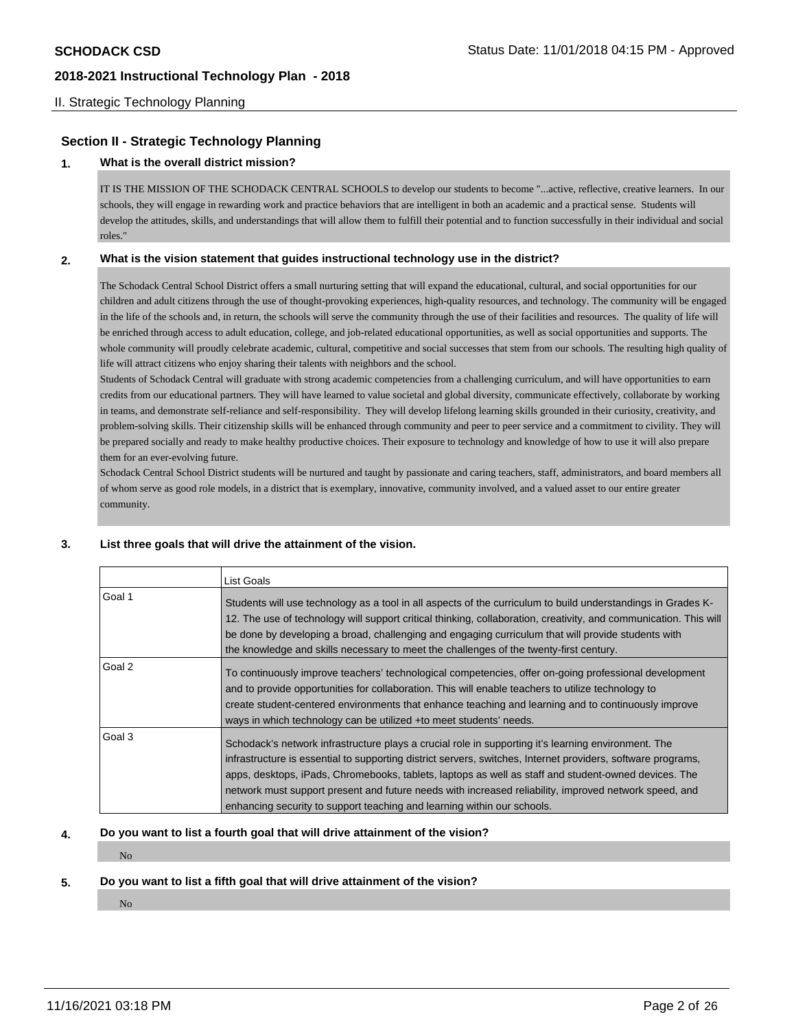## Section II - Strategic Technology Planning

**1. What is the overall district mission?**

IT IS THE MISSION OF THE SCHODACK CENTRAL SCHOOLS to develop our students to become "...active, reflective, creative learners. In our schools, they will engage in rewarding work and practice behaviors that are intelligent in both an academic and a practical sense. Students will develop the attitudes, skills, and understandings that will allow them to fulfill their potential and to function successfully in their individual and social roles."

**2. What is the vision statement that guides instructional technology use in the district?**

The Schodack Central School District offers a small nurturing setting that will expand the educational, cultural, and social opportunities for our children and adult citizens through the use of thought-provoking experiences, high-quality resources, and technology. The community will be engaged in the life of the schools and, in return, the schools will serve the community through the use of their facilities and resources. The quality of life will be enriched through access to adult education, college, and job-related educational opportunities, as well as social opportunities and supports. The whole community will proudly celebrate academic, cultural, competitive and social successes that stem from our schools. The resulting high quality of life will attract citizens who enjoy sharing their talents with neighbors and the school.

Students of Schodack Central will graduate with strong academic competencies from a challenging curriculum, and will have opportunities to earn credits from our educational partners. They will have learned to value societal and global diversity, communicate effectively, collaborate by working in teams, and demonstrate self-reliance and self-responsibility. They will develop lifelong learning skills grounded in their curiosity, creativity, and problem-solving skills. Their citizenship skills will be enhanced through community and peer to peer service and a commitment to civility. They will be prepared socially and ready to make healthy productive choices. Their exposure to technology and knowledge of how to use it will also prepare them for an ever-evolving future.

Schodack Central School District students will be nurtured and taught by passionate and caring teachers, staff, administrators, and board members all of whom serve as good role models, in a district that is exemplary, innovative, community involved, and a valued asset to our entire greater community.

**3. List three goals that will drive the attainment of the vision.**

| | List Goals |
|---|---|
| Goal 1 | Students will use technology as a tool in all aspects of the curriculum to build understandings in Grades K-12. The use of technology will support critical thinking, collaboration, creativity, and communication. This will be done by developing a broad, challenging and engaging curriculum that will provide students with the knowledge and skills necessary to meet the challenges of the twenty-first century. |
| Goal 2 | To continuously improve teachers' technological competencies, offer on-going professional development and to provide opportunities for collaboration. This will enable teachers to utilize technology to create student-centered environments that enhance teaching and learning and to continuously improve ways in which technology can be utilized +to meet students' needs. |
| Goal 3 | Schodack's network infrastructure plays a crucial role in supporting it's learning environment. The infrastructure is essential to supporting district servers, switches, Internet providers, software programs, apps, desktops, iPads, Chromebooks, tablets, laptops as well as staff and student-owned devices. The network must support present and future needs with increased reliability, improved network speed, and enhancing security to support teaching and learning within our schools. |

**4. Do you want to list a fourth goal that will drive attainment of the vision?**

No

**5. Do you want to list a fifth goal that will drive attainment of the vision?**

No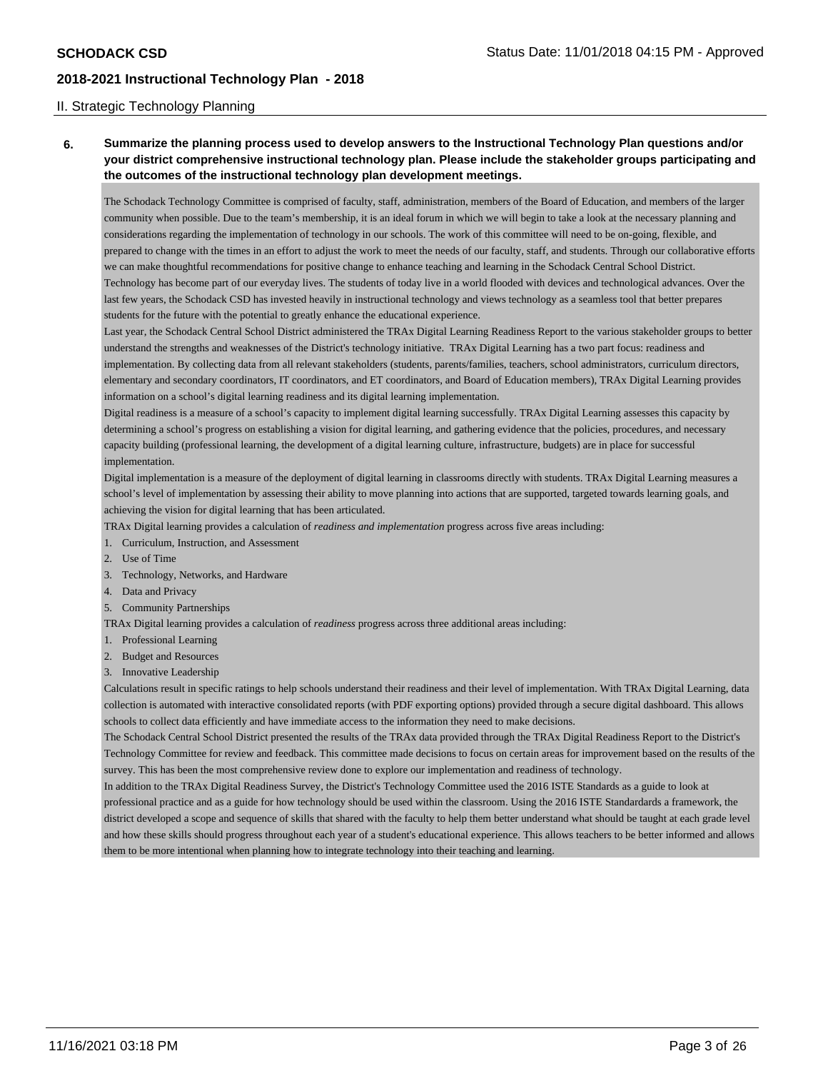## II. Strategic Technology Planning

**6. Summarize the planning process used to develop answers to the Instructional Technology Plan questions and/or your district comprehensive instructional technology plan. Please include the stakeholder groups participating and the outcomes of the instructional technology plan development meetings.**

The Schodack Technology Committee is comprised of faculty, staff, administration, members of the Board of Education, and members of the larger community when possible. Due to the team's membership, it is an ideal forum in which we will begin to take a look at the necessary planning and considerations regarding the implementation of technology in our schools. The work of this committee will need to be on-going, flexible, and prepared to change with the times in an effort to adjust the work to meet the needs of our faculty, staff, and students. Through our collaborative efforts we can make thoughtful recommendations for positive change to enhance teaching and learning in the Schodack Central School District.

Technology has become part of our everyday lives. The students of today live in a world flooded with devices and technological advances. Over the last few years, the Schodack CSD has invested heavily in instructional technology and views technology as a seamless tool that better prepares students for the future with the potential to greatly enhance the educational experience.

Last year, the Schodack Central School District administered the TRAx Digital Learning Readiness Report to the various stakeholder groups to better understand the strengths and weaknesses of the District's technology initiative. TRAx Digital Learning has a two part focus: readiness and implementation. By collecting data from all relevant stakeholders (students, parents/families, teachers, school administrators, curriculum directors, elementary and secondary coordinators, IT coordinators, and ET coordinators, and Board of Education members), TRAx Digital Learning provides information on a school's digital learning readiness and its digital learning implementation.

Digital readiness is a measure of a school's capacity to implement digital learning successfully. TRAx Digital Learning assesses this capacity by determining a school's progress on establishing a vision for digital learning, and gathering evidence that the policies, procedures, and necessary capacity building (professional learning, the development of a digital learning culture, infrastructure, budgets) are in place for successful implementation.

Digital implementation is a measure of the deployment of digital learning in classrooms directly with students. TRAx Digital Learning measures a school's level of implementation by assessing their ability to move planning into actions that are supported, targeted towards learning goals, and achieving the vision for digital learning that has been articulated.

TRAx Digital learning provides a calculation of *readiness and implementation* progress across five areas including:

1. Curriculum, Instruction, and Assessment
2. Use of Time
3. Technology, Networks, and Hardware
4. Data and Privacy
5. Community Partnerships

TRAx Digital learning provides a calculation of *readiness* progress across three additional areas including:

1. Professional Learning
2. Budget and Resources
3. Innovative Leadership

Calculations result in specific ratings to help schools understand their readiness and their level of implementation. With TRAx Digital Learning, data collection is automated with interactive consolidated reports (with PDF exporting options) provided through a secure digital dashboard. This allows schools to collect data efficiently and have immediate access to the information they need to make decisions.

The Schodack Central School District presented the results of the TRAx data provided through the TRAx Digital Readiness Report to the District's Technology Committee for review and feedback. This committee made decisions to focus on certain areas for improvement based on the results of the survey. This has been the most comprehensive review done to explore our implementation and readiness of technology.

In addition to the TRAx Digital Readiness Survey, the District's Technology Committee used the 2016 ISTE Standards as a guide to look at professional practice and as a guide for how technology should be used within the classroom. Using the 2016 ISTE Standardards a framework, the district developed a scope and sequence of skills that shared with the faculty to help them better understand what should be taught at each grade level and how these skills should progress throughout each year of a student's educational experience. This allows teachers to be better informed and allows them to be more intentional when planning how to integrate technology into their teaching and learning.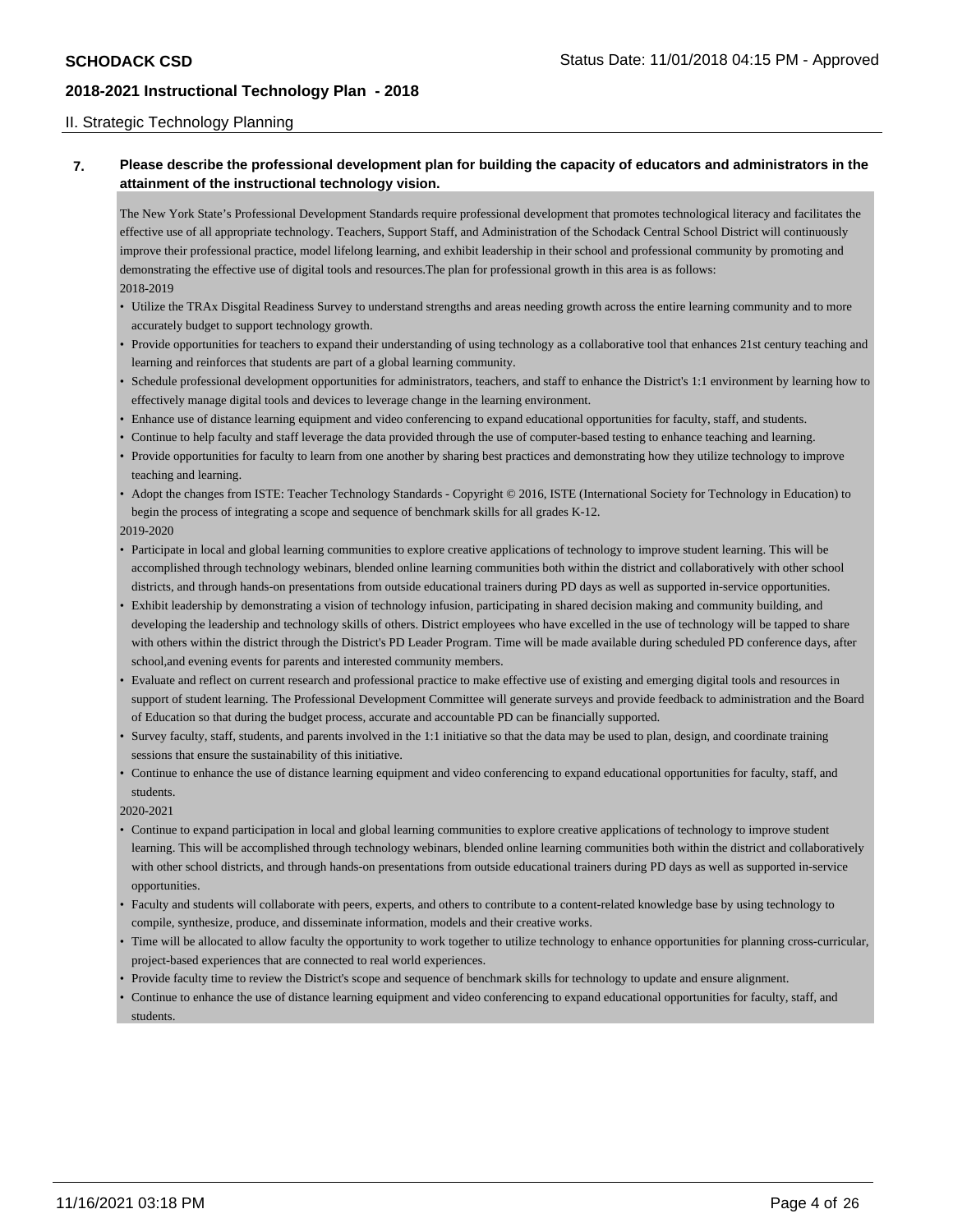## II. Strategic Technology Planning

**7. Please describe the professional development plan for building the capacity of educators and administrators in the attainment of the instructional technology vision.**

The New York State's Professional Development Standards require professional development that promotes technological literacy and facilitates the effective use of all appropriate technology. Teachers, Support Staff, and Administration of the Schodack Central School District will continuously improve their professional practice, model lifelong learning, and exhibit leadership in their school and professional community by promoting and demonstrating the effective use of digital tools and resources.The plan for professional growth in this area is as follows:

2018-2019

- Utilize the TRAx Disgital Readiness Survey to understand strengths and areas needing growth across the entire learning community and to more accurately budget to support technology growth.
- Provide opportunities for teachers to expand their understanding of using technology as a collaborative tool that enhances 21st century teaching and learning and reinforces that students are part of a global learning community.
- Schedule professional development opportunities for administrators, teachers, and staff to enhance the District's 1:1 environment by learning how to effectively manage digital tools and devices to leverage change in the learning environment.
- Enhance use of distance learning equipment and video conferencing to expand educational opportunities for faculty, staff, and students.
- Continue to help faculty and staff leverage the data provided through the use of computer-based testing to enhance teaching and learning.
- Provide opportunities for faculty to learn from one another by sharing best practices and demonstrating how they utilize technology to improve teaching and learning.
- Adopt the changes from ISTE: Teacher Technology Standards - Copyright © 2016, ISTE (International Society for Technology in Education) to begin the process of integrating a scope and sequence of benchmark skills for all grades K-12.

2019-2020

- Participate in local and global learning communities to explore creative applications of technology to improve student learning. This will be accomplished through technology webinars, blended online learning communities both within the district and collaboratively with other school districts, and through hands-on presentations from outside educational trainers during PD days as well as supported in-service opportunities.
- Exhibit leadership by demonstrating a vision of technology infusion, participating in shared decision making and community building, and developing the leadership and technology skills of others. District employees who have excelled in the use of technology will be tapped to share with others within the district through the District's PD Leader Program. Time will be made available during scheduled PD conference days, after school,and evening events for parents and interested community members.
- Evaluate and reflect on current research and professional practice to make effective use of existing and emerging digital tools and resources in support of student learning. The Professional Development Committee will generate surveys and provide feedback to administration and the Board of Education so that during the budget process, accurate and accountable PD can be financially supported.
- Survey faculty, staff, students, and parents involved in the 1:1 initiative so that the data may be used to plan, design, and coordinate training sessions that ensure the sustainability of this initiative.
- Continue to enhance the use of distance learning equipment and video conferencing to expand educational opportunities for faculty, staff, and students.

2020-2021

- Continue to expand participation in local and global learning communities to explore creative applications of technology to improve student learning. This will be accomplished through technology webinars, blended online learning communities both within the district and collaboratively with other school districts, and through hands-on presentations from outside educational trainers during PD days as well as supported in-service opportunities.
- Faculty and students will collaborate with peers, experts, and others to contribute to a content-related knowledge base by using technology to compile, synthesize, produce, and disseminate information, models and their creative works.
- Time will be allocated to allow faculty the opportunity to work together to utilize technology to enhance opportunities for planning cross-curricular, project-based experiences that are connected to real world experiences.
- Provide faculty time to review the District's scope and sequence of benchmark skills for technology to update and ensure alignment.
- Continue to enhance the use of distance learning equipment and video conferencing to expand educational opportunities for faculty, staff, and students.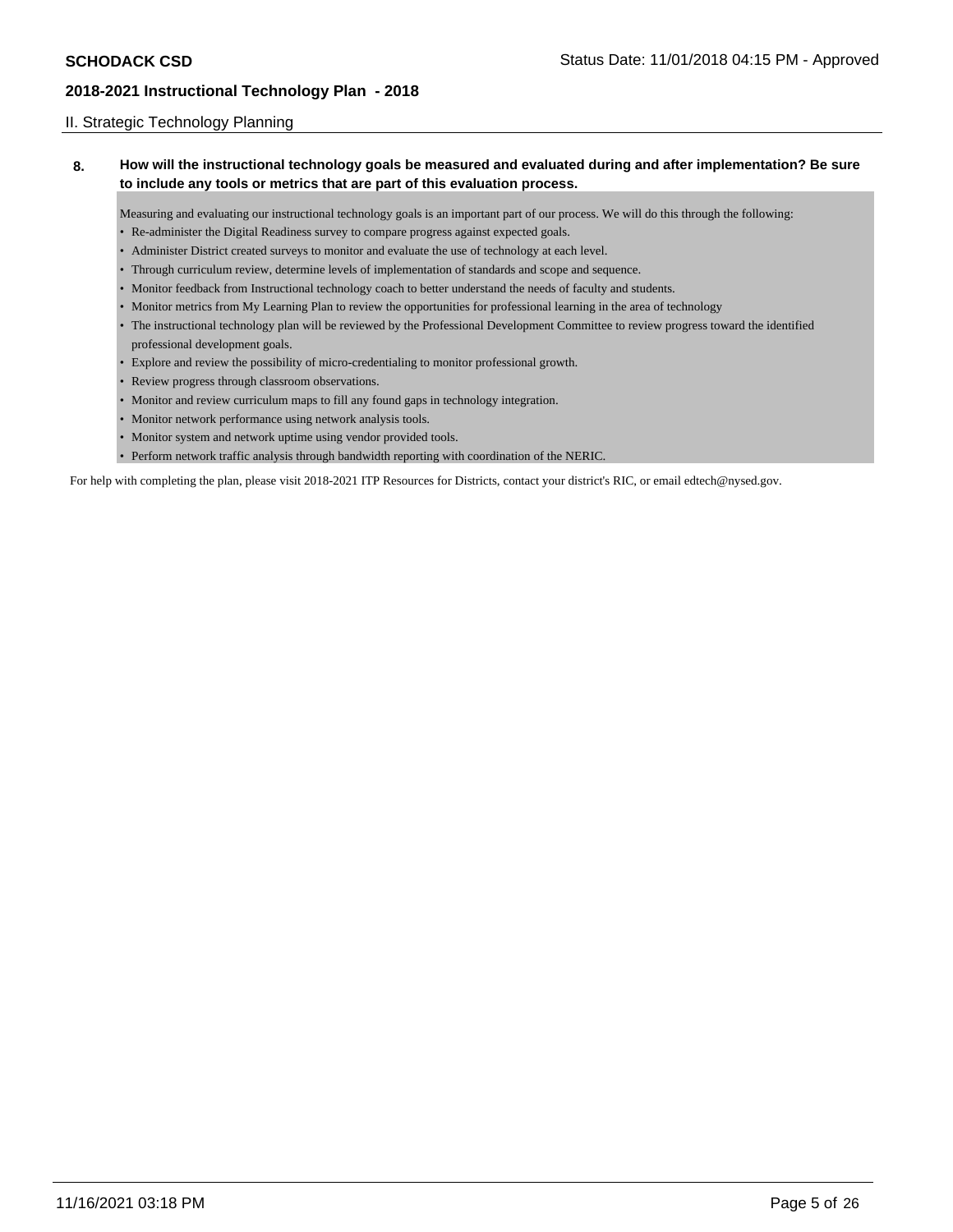II. Strategic Technology Planning

**8. How will the instructional technology goals be measured and evaluated during and after implementation? Be sure to include any tools or metrics that are part of this evaluation process.**

Measuring and evaluating our instructional technology goals is an important part of our process. We will do this through the following:

- Re-administer the Digital Readiness survey to compare progress against expected goals.
- Administer District created surveys to monitor and evaluate the use of technology at each level.
- Through curriculum review, determine levels of implementation of standards and scope and sequence.
- Monitor feedback from Instructional technology coach to better understand the needs of faculty and students.
- Monitor metrics from My Learning Plan to review the opportunities for professional learning in the area of technology
- The instructional technology plan will be reviewed by the Professional Development Committee to review progress toward the identified professional development goals.
- Explore and review the possibility of micro-credentialing to monitor professional growth.
- Review progress through classroom observations.
- Monitor and review curriculum maps to fill any found gaps in technology integration.
- Monitor network performance using network analysis tools.
- Monitor system and network uptime using vendor provided tools.
- Perform network traffic analysis through bandwidth reporting with coordination of the NERIC.

For help with completing the plan, please visit 2018-2021 ITP Resources for Districts, contact your district's RIC, or email edtech@nysed.gov.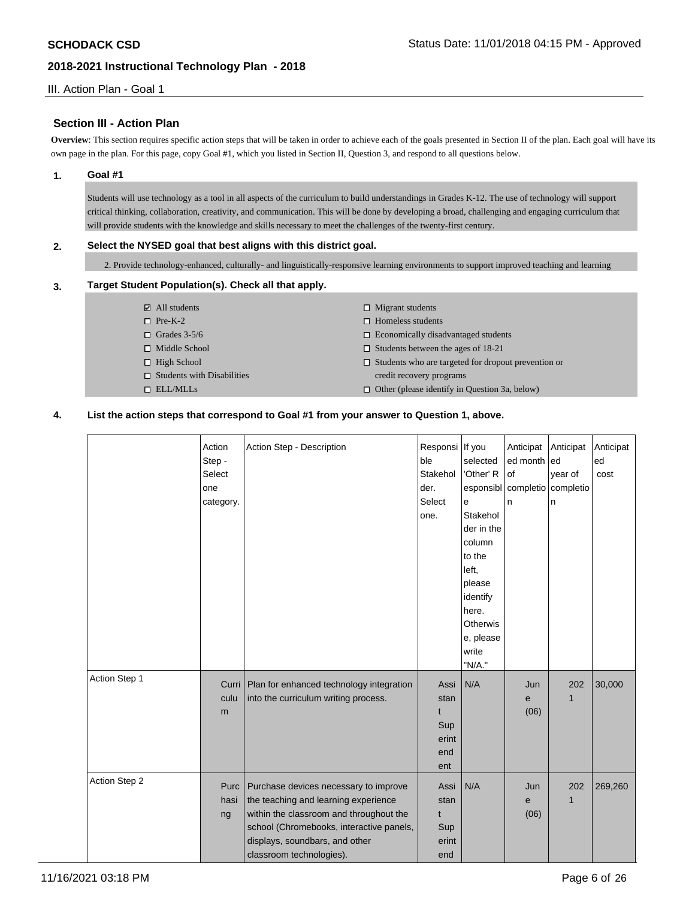## Section III - Action Plan

**Overview**: This section requires specific action steps that will be taken in order to achieve each of the goals presented in Section II of the plan. Each goal will have its own page in the plan. For this page, copy Goal #1, which you listed in Section II, Question 3, and respond to all questions below.

### 1. Goal #1

Students will use technology as a tool in all aspects of the curriculum to build understandings in Grades K-12. The use of technology will support critical thinking, collaboration, creativity, and communication. This will be done by developing a broad, challenging and engaging curriculum that will provide students with the knowledge and skills necessary to meet the challenges of the twenty-first century.

### 2. Select the NYSED goal that best aligns with this district goal.

2. Provide technology-enhanced, culturally- and linguistically-responsive learning environments to support improved teaching and learning

### 3. Target Student Population(s). Check all that apply.

- ☑ All students
- ☐ Pre-K-2
- ☐ Grades 3-5/6
- ☐ Middle School
- ☐ High School
- ☐ Students with Disabilities
- ☐ ELL/MLLs
- ☐ Migrant students
- ☐ Homeless students
- ☐ Economically disadvantaged students
- ☐ Students between the ages of 18-21
- ☐ Students who are targeted for dropout prevention or credit recovery programs
- ☐ Other (please identify in Question 3a, below)

### 4. List the action steps that correspond to Goal #1 from your answer to Question 1, above.

| | Action Step - Select one category. | Action Step - Description | Responsible Stakeholder. Select one. | If you selected 'Other' Responsible Stakeholder in the column to the left, please identify here. Otherwise, please write "N/A." | Anticipated month of completion | Anticipated year of completion | Anticipated cost |
|---|---|---|---|---|---|---|---|
| Action Step 1 | Curriculum | Plan for enhanced technology integration into the curriculum writing process. | Assistant Superintendent | N/A | June (06) | 2021 | 30,000 |
| Action Step 2 | Purchasing | Purchase devices necessary to improve the teaching and learning experience within the classroom and throughout the school (Chromebooks, interactive panels, displays, soundbars, and other classroom technologies). | Assistant Superintend | N/A | June (06) | 2021 | 269,260 |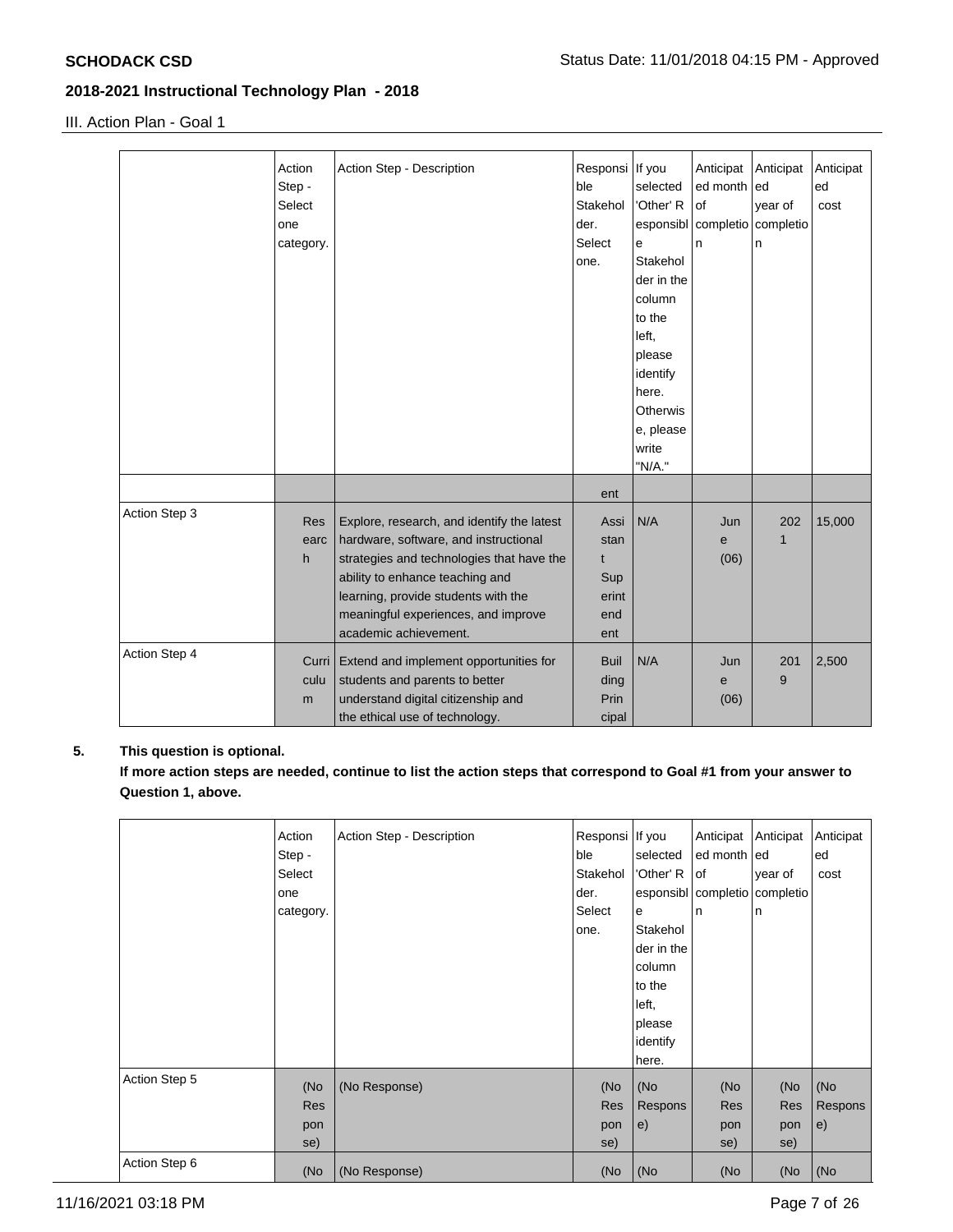## III. Action Plan - Goal 1

| | Action Step - Select one category. | Action Step - Description | Responsible Stakeholder. Select one. | If you selected 'Other' Responsible Stakeholder in the column to the left, please identify here. Otherwise, please write "N/A." | Anticipated month of completion | Anticipated year of completion | Anticipated cost |
|---|---|---|---|---|---|---|---|
| | | | ent | | | | |
| Action Step 3 | Research | Explore, research, and identify the latest hardware, software, and instructional strategies and technologies that have the ability to enhance teaching and learning, provide students with the meaningful experiences, and improve academic achievement. | Assistant Superintendent | N/A | June (06) | 2021 | 15,000 |
| Action Step 4 | Curriculum | Extend and implement opportunities for students and parents to better understand digital citizenship and the ethical use of technology. | Building Principal | N/A | June (06) | 2019 | 2,500 |

**5. This question is optional.**

**If more action steps are needed, continue to list the action steps that correspond to Goal #1 from your answer to Question 1, above.**

| | Action Step - Select one category. | Action Step - Description | Responsible Stakeholder. Select one. | If you selected 'Other' Responsible Stakeholder in the column to the left, please identify here. | Anticipated month of completion | Anticipated year of completion | Anticipated cost |
|---|---|---|---|---|---|---|---|
| Action Step 5 | (No Response) | (No Response) | (No Response) | (No Response) | (No Response) | (No Response) | (No Response) |
| Action Step 6 | (No | (No Response) | (No | (No | (No | (No | (No |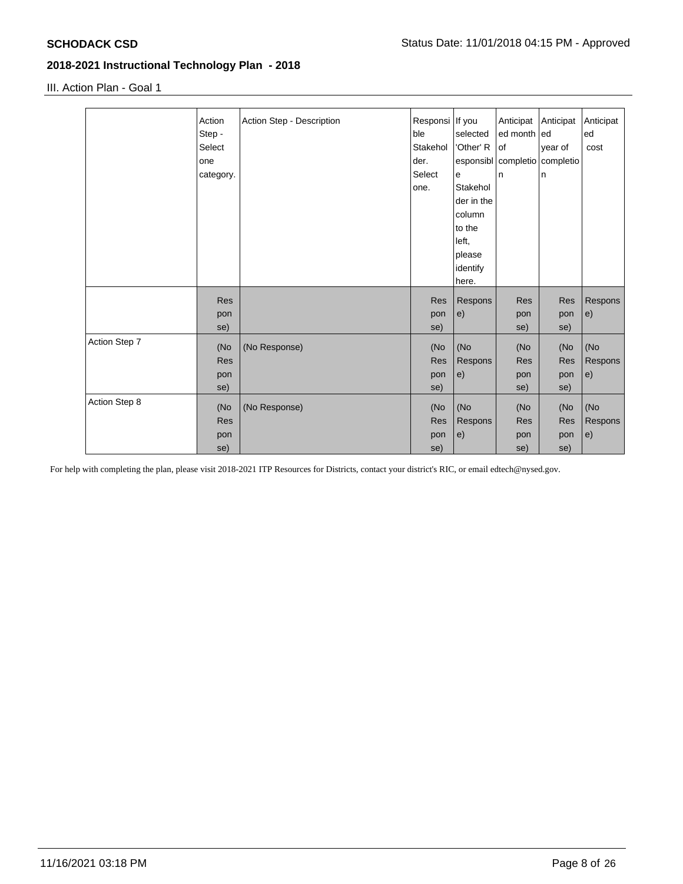III. Action Plan - Goal 1

| | Action Step - Select one category. | Action Step - Description | Responsible Stakeholder. Select one. | If you selected 'Other' Responsible Stakeholder in the column to the left, please identify here. | Anticipated month of completion | Anticipated year of completion | Anticipated cost |
|---|---|---|---|---|---|---|---|
| | Response) | | Response) | Response) | Response) | Response) | Response) |
| Action Step 7 | (No Response) | (No Response) | (No Response) | (No Response) | (No Response) | (No Response) | (No Response) |
| Action Step 8 | (No Response) | (No Response) | (No Response) | (No Response) | (No Response) | (No Response) | (No Response) |

For help with completing the plan, please visit 2018-2021 ITP Resources for Districts, contact your district's RIC, or email edtech@nysed.gov.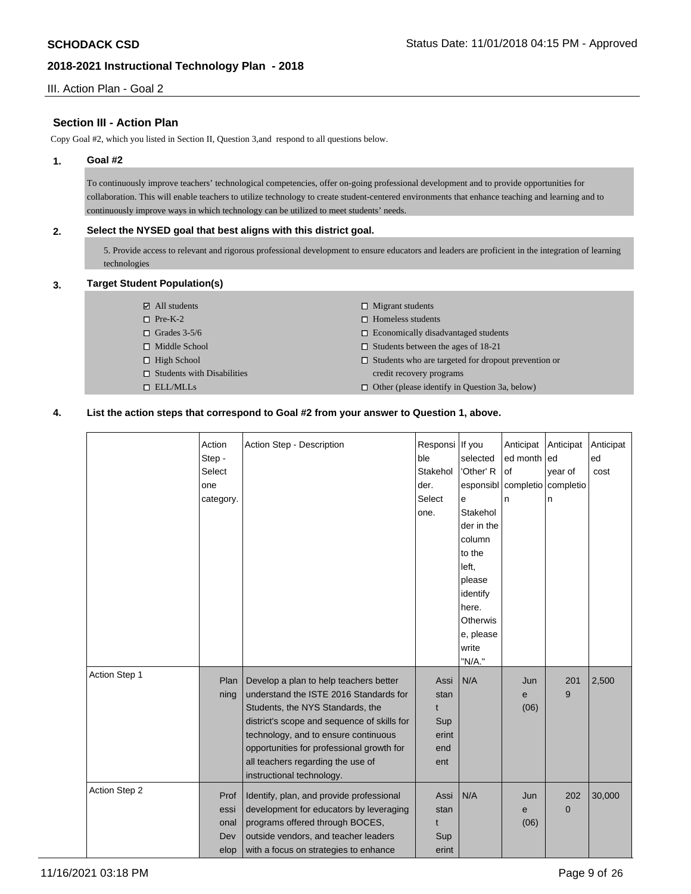## Section III - Action Plan

Copy Goal #2, which you listed in Section II, Question 3,and respond to all questions below.

**1. Goal #2**

To continuously improve teachers' technological competencies, offer on-going professional development and to provide opportunities for collaboration. This will enable teachers to utilize technology to create student-centered environments that enhance teaching and learning and to continuously improve ways in which technology can be utilized to meet students' needs.

**2. Select the NYSED goal that best aligns with this district goal.**

5. Provide access to relevant and rigorous professional development to ensure educators and leaders are proficient in the integration of learning technologies

**3. Target Student Population(s)**

- ☑ All students
- ☐ Pre-K-2
- ☐ Grades 3-5/6
- ☐ Middle School
- ☐ High School
- ☐ Students with Disabilities
- ☐ ELL/MLLs
- ☐ Migrant students
- ☐ Homeless students
- ☐ Economically disadvantaged students
- ☐ Students between the ages of 18-21
- ☐ Students who are targeted for dropout prevention or credit recovery programs
- ☐ Other (please identify in Question 3a, below)

**4. List the action steps that correspond to Goal #2 from your answer to Question 1, above.**

| | Action Step - Select one category. | Action Step - Description | Responsible Stakeholder. Select one. | If you selected 'Other' Responsible Stakeholder in the column to the left, please identify here. Otherwise, please write "N/A." | Anticipated month of completion | Anticipated year of completion | Anticipated cost |
|---|---|---|---|---|---|---|---|
| Action Step 1 | Planning | Develop a plan to help teachers better understand the ISTE 2016 Standards for Students, the NYS Standards, the district's scope and sequence of skills for technology, and to ensure continuous opportunities for professional growth for all teachers regarding the use of instructional technology. | Assistant Superintendent | N/A | June (06) | 2019 | 2,500 |
| Action Step 2 | Professional Development | Identify, plan, and provide professional development for educators by leveraging programs offered through BOCES, outside vendors, and teacher leaders with a focus on strategies to enhance | Assistant Superint | N/A | June (06) | 2020 | 30,000 |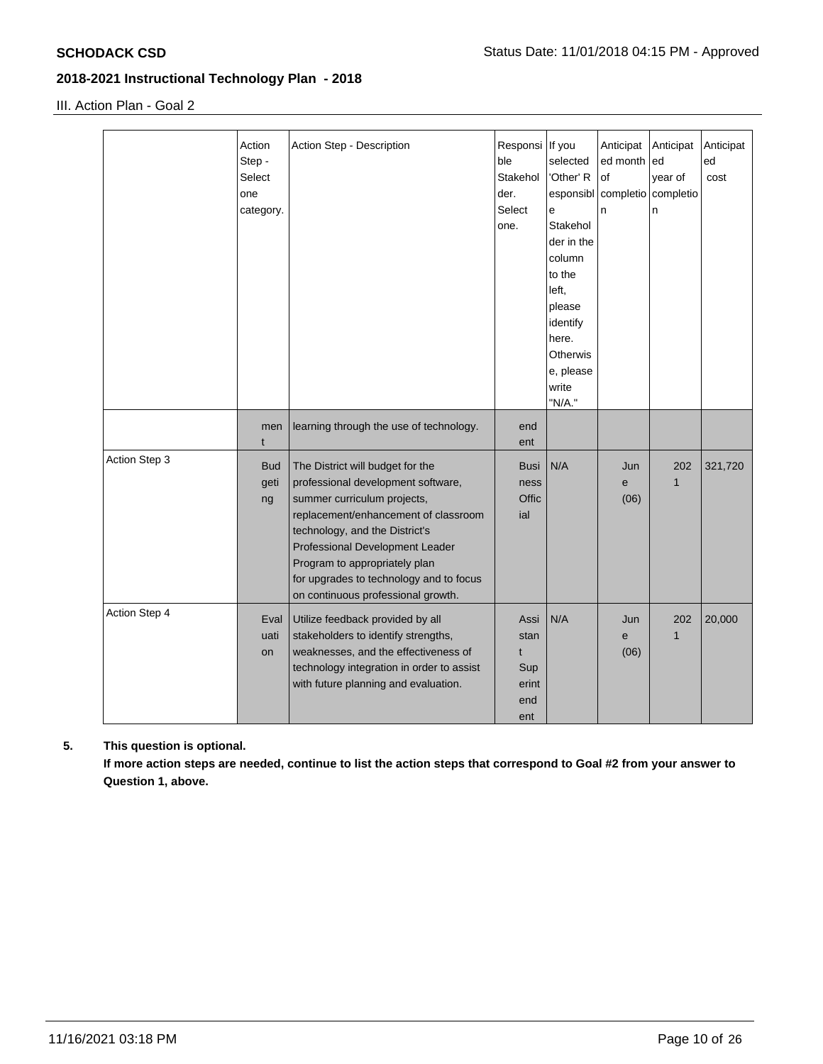III. Action Plan - Goal 2

| | Action Step - Select one category. | Action Step - Description | Responsible Stakeholder. Select one. | If you selected 'Other' Responsible Stakeholder in the column to the left, please identify here. Otherwise, please write "N/A." | Anticipated month of completion | Anticipated year of completion | Anticipated cost |
|---|---|---|---|---|---|---|---|
| | ment | learning through the use of technology. | endent | | | | |
| Action Step 3 | Budgeting | The District will budget for the professional development software, summer curriculum projects, replacement/enhancement of classroom technology, and the District's Professional Development Leader Program to appropriately plan for upgrades to technology and to focus on continuous professional growth. | Business Official | N/A | June (06) | 2021 | 321,720 |
| Action Step 4 | Evaluation | Utilize feedback provided by all stakeholders to identify strengths, weaknesses, and the effectiveness of technology integration in order to assist with future planning and evaluation. | Assistant Superintendent | N/A | June (06) | 2021 | 20,000 |

**5. This question is optional.**

**If more action steps are needed, continue to list the action steps that correspond to Goal #2 from your answer to Question 1, above.**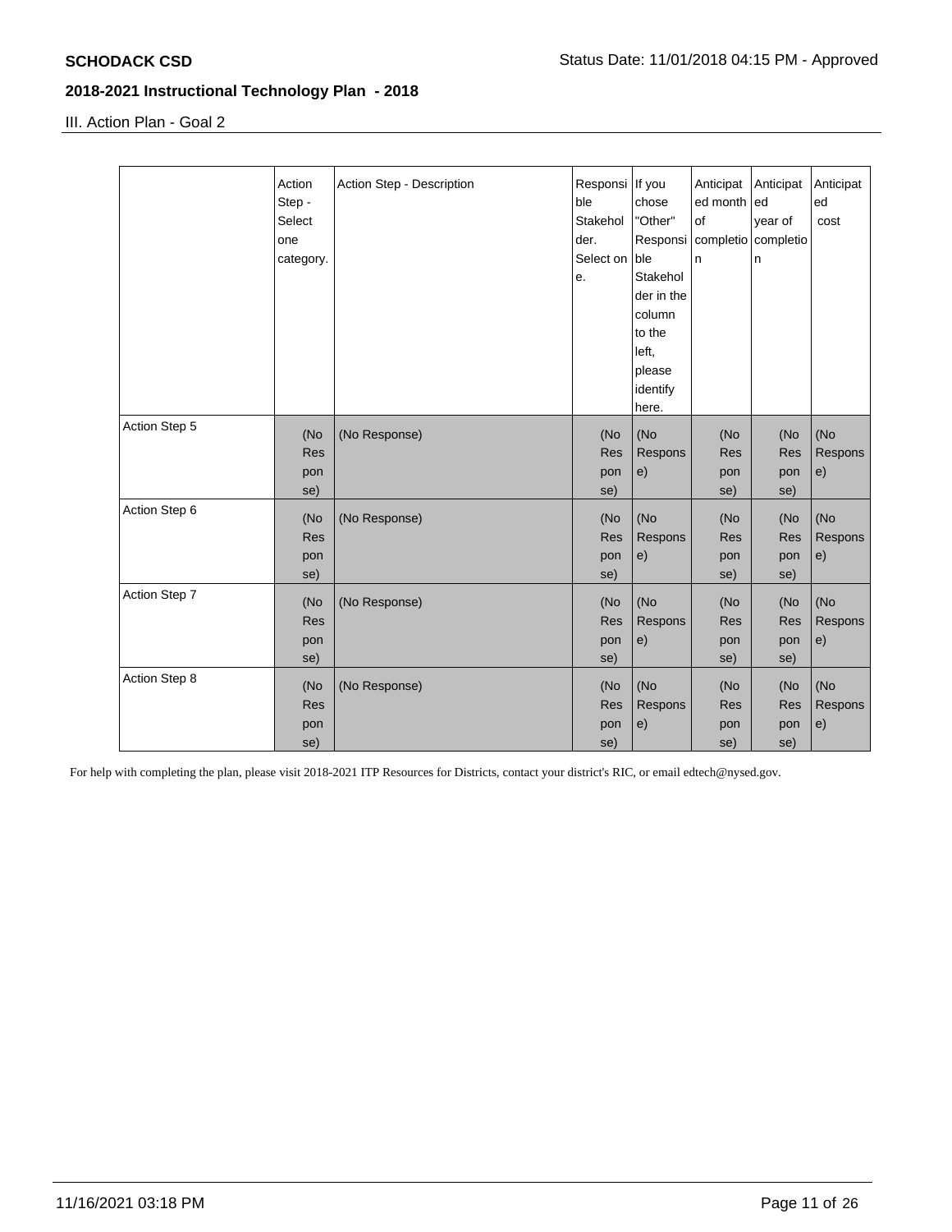## III. Action Plan - Goal 2

| | Action Step - Select one category. | Action Step - Description | Responsible Stakeholder. Select one. | If you chose "Other" Responsible Stakeholder in the column to the left, please identify here. | Anticipated month of completion | Anticipated year of completion | Anticipated cost |
|---|---|---|---|---|---|---|---|
| Action Step 5 | (No Response) | (No Response) | (No Response) | (No Response) | (No Response) | (No Response) | (No Response) |
| Action Step 6 | (No Response) | (No Response) | (No Response) | (No Response) | (No Response) | (No Response) | (No Response) |
| Action Step 7 | (No Response) | (No Response) | (No Response) | (No Response) | (No Response) | (No Response) | (No Response) |
| Action Step 8 | (No Response) | (No Response) | (No Response) | (No Response) | (No Response) | (No Response) | (No Response) |

For help with completing the plan, please visit 2018-2021 ITP Resources for Districts, contact your district's RIC, or email edtech@nysed.gov.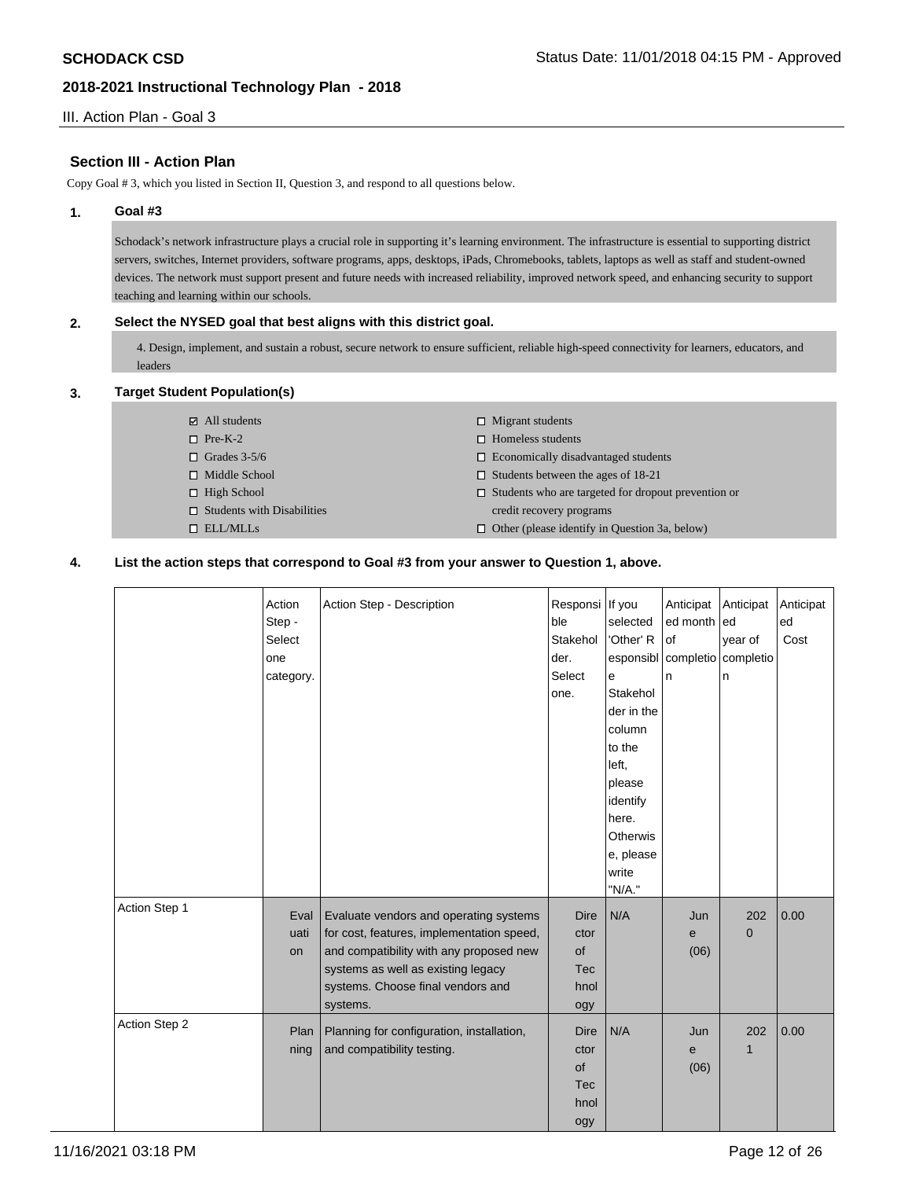## Section III - Action Plan

Copy Goal # 3, which you listed in Section II, Question 3, and respond to all questions below.

**1. Goal #3**

Schodack's network infrastructure plays a crucial role in supporting it's learning environment. The infrastructure is essential to supporting district servers, switches, Internet providers, software programs, apps, desktops, iPads, Chromebooks, tablets, laptops as well as staff and student-owned devices. The network must support present and future needs with increased reliability, improved network speed, and enhancing security to support teaching and learning within our schools.

**2. Select the NYSED goal that best aligns with this district goal.**

4. Design, implement, and sustain a robust, secure network to ensure sufficient, reliable high-speed connectivity for learners, educators, and leaders

**3. Target Student Population(s)**

- ☑ All students
- ☐ Pre-K-2
- ☐ Grades 3-5/6
- ☐ Middle School
- ☐ High School
- ☐ Students with Disabilities
- ☐ ELL/MLLs
- ☐ Migrant students
- ☐ Homeless students
- ☐ Economically disadvantaged students
- ☐ Students between the ages of 18-21
- ☐ Students who are targeted for dropout prevention or credit recovery programs
- ☐ Other (please identify in Question 3a, below)

**4. List the action steps that correspond to Goal #3 from your answer to Question 1, above.**

| | Action Step - Select one category. | Action Step - Description | Responsible Stakeholder. Select one. | If you selected 'Other' Responsible Stakeholder in the column to the left, please identify here. Otherwise, please write "N/A." | Anticipated month of completion | Anticipated year of completion | Anticipated Cost |
|---|---|---|---|---|---|---|---|
| Action Step 1 | Evaluation | Evaluate vendors and operating systems for cost, features, implementation speed, and compatibility with any proposed new systems as well as existing legacy systems. Choose final vendors and systems. | Director of Technology | N/A | June (06) | 2020 | 0.00 |
| Action Step 2 | Planning | Planning for configuration, installation, and compatibility testing. | Director of Technology | N/A | June (06) | 2021 | 0.00 |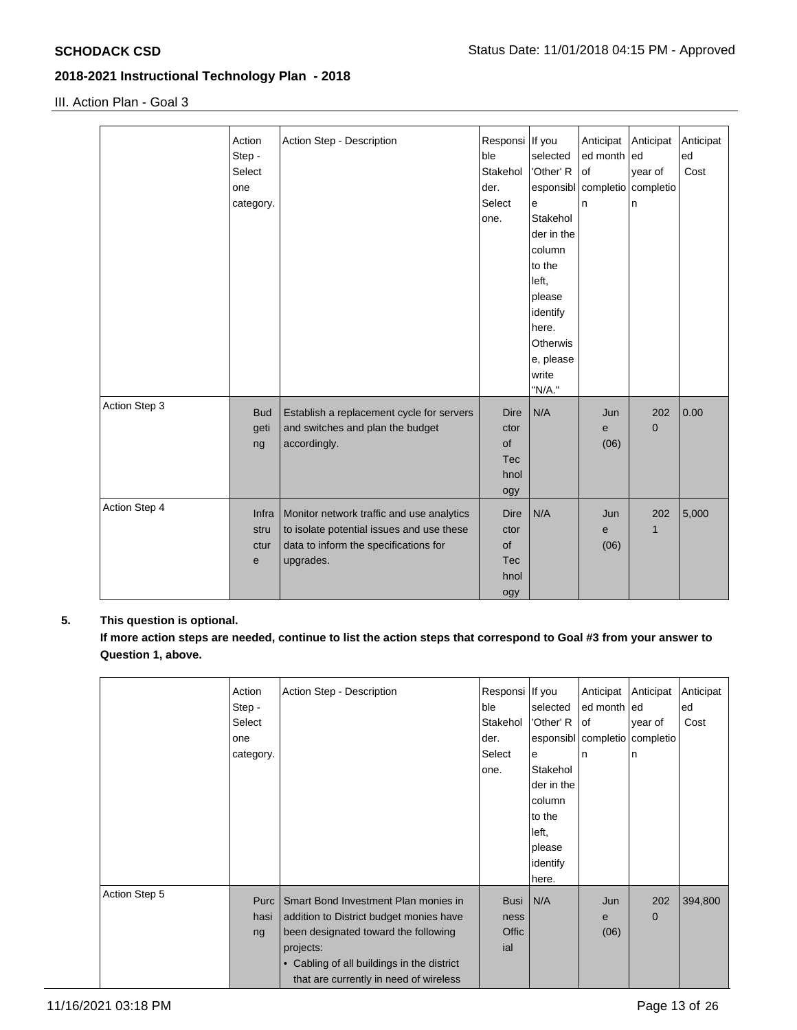III. Action Plan - Goal 3

| | Action Step - Select one category. | Action Step - Description | Responsible Stakeholder. Select one. | If you selected 'Other' Responsible Stakeholder in the column to the left, please identify here. Otherwise, please write "N/A." | Anticipated month of completion | Anticipated year of completion | Anticipated Cost |
|---|---|---|---|---|---|---|---|
| Action Step 3 | Budgeting | Establish a replacement cycle for servers and switches and plan the budget accordingly. | Director of Technology | N/A | June (06) | 2020 | 0.00 |
| Action Step 4 | Infrastructure | Monitor network traffic and use analytics to isolate potential issues and use these data to inform the specifications for upgrades. | Director of Technology | N/A | June (06) | 2021 | 5,000 |

**5. This question is optional.**

**If more action steps are needed, continue to list the action steps that correspond to Goal #3 from your answer to Question 1, above.**

| | Action Step - Select one category. | Action Step - Description | Responsible Stakeholder. Select one. | If you selected 'Other' Responsible Stakeholder in the column to the left, please identify here. | Anticipated month of completion | Anticipated year of completion | Anticipated Cost |
|---|---|---|---|---|---|---|---|
| Action Step 5 | Purchasing | Smart Bond Investment Plan monies in addition to District budget monies have been designated toward the following projects:<br>• Cabling of all buildings in the district that are currently in need of wireless | Business Official | N/A | June (06) | 2020 | 394,800 |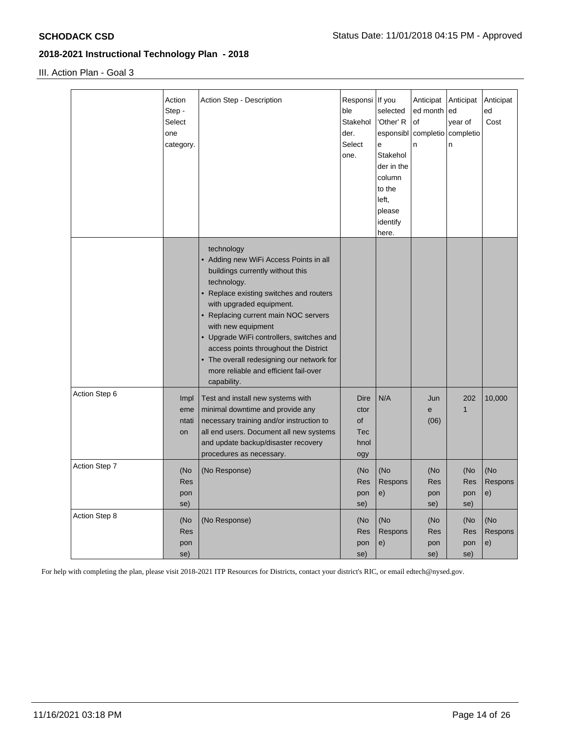## III. Action Plan - Goal 3

| | Action Step - Select one category. | Action Step - Description | Responsible Stakeholder. Select one. | If you selected 'Other' Responsible Stakeholder in the column to the left, please identify here. | Anticipated month of completion | Anticipated year of completion | Anticipated Cost |
|---|---|---|---|---|---|---|---|
| | | technology<br>• Adding new WiFi Access Points in all buildings currently without this technology.<br>• Replace existing switches and routers with upgraded equipment.<br>• Replacing current main NOC servers with new equipment<br>• Upgrade WiFi controllers, switches and access points throughout the District<br>• The overall redesigning our network for more reliable and efficient fail-over capability. | | | | | |
| Action Step 6 | Implementation | Test and install new systems with minimal downtime and provide any necessary training and/or instruction to all end users. Document all new systems and update backup/disaster recovery procedures as necessary. | Director of Technology | N/A | June (06) | 2021 | 10,000 |
| Action Step 7 | (No Response) | (No Response) | (No Response) | (No Response) | (No Response) | (No Response) | (No Response) |
| Action Step 8 | (No Response) | (No Response) | (No Response) | (No Response) | (No Response) | (No Response) | (No Response) |

For help with completing the plan, please visit 2018-2021 ITP Resources for Districts, contact your district's RIC, or email edtech@nysed.gov.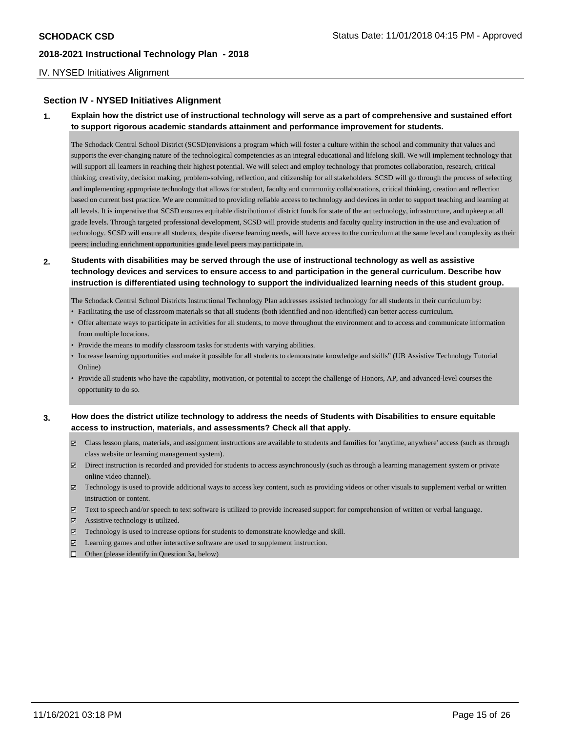## Section IV - NYSED Initiatives Alignment

**1. Explain how the district use of instructional technology will serve as a part of comprehensive and sustained effort to support rigorous academic standards attainment and performance improvement for students.**

The Schodack Central School District (SCSD)envisions a program which will foster a culture within the school and community that values and supports the ever-changing nature of the technological competencies as an integral educational and lifelong skill. We will implement technology that will support all learners in reaching their highest potential. We will select and employ technology that promotes collaboration, research, critical thinking, creativity, decision making, problem-solving, reflection, and citizenship for all stakeholders. SCSD will go through the process of selecting and implementing appropriate technology that allows for student, faculty and community collaborations, critical thinking, creation and reflection based on current best practice. We are committed to providing reliable access to technology and devices in order to support teaching and learning at all levels. It is imperative that SCSD ensures equitable distribution of district funds for state of the art technology, infrastructure, and upkeep at all grade levels. Through targeted professional development, SCSD will provide students and faculty quality instruction in the use and evaluation of technology. SCSD will ensure all students, despite diverse learning needs, will have access to the curriculum at the same level and complexity as their peers; including enrichment opportunities grade level peers may participate in.

**2. Students with disabilities may be served through the use of instructional technology as well as assistive technology devices and services to ensure access to and participation in the general curriculum. Describe how instruction is differentiated using technology to support the individualized learning needs of this student group.**

The Schodack Central School Districts Instructional Technology Plan addresses assisted technology for all students in their curriculum by:

- Facilitating the use of classroom materials so that all students (both identified and non-identified) can better access curriculum.
- Offer alternate ways to participate in activities for all students, to move throughout the environment and to access and communicate information from multiple locations.
- Provide the means to modify classroom tasks for students with varying abilities.
- Increase learning opportunities and make it possible for all students to demonstrate knowledge and skills" (UB Assistive Technology Tutorial Online)
- Provide all students who have the capability, motivation, or potential to accept the challenge of Honors, AP, and advanced-level courses the opportunity to do so.

**3. How does the district utilize technology to address the needs of Students with Disabilities to ensure equitable access to instruction, materials, and assessments? Check all that apply.**

- [x] Class lesson plans, materials, and assignment instructions are available to students and families for 'anytime, anywhere' access (such as through class website or learning management system).
- [x] Direct instruction is recorded and provided for students to access asynchronously (such as through a learning management system or private online video channel).
- [x] Technology is used to provide additional ways to access key content, such as providing videos or other visuals to supplement verbal or written instruction or content.
- [x] Text to speech and/or speech to text software is utilized to provide increased support for comprehension of written or verbal language.
- [x] Assistive technology is utilized.
- [x] Technology is used to increase options for students to demonstrate knowledge and skill.
- [x] Learning games and other interactive software are used to supplement instruction.
- [ ] Other (please identify in Question 3a, below)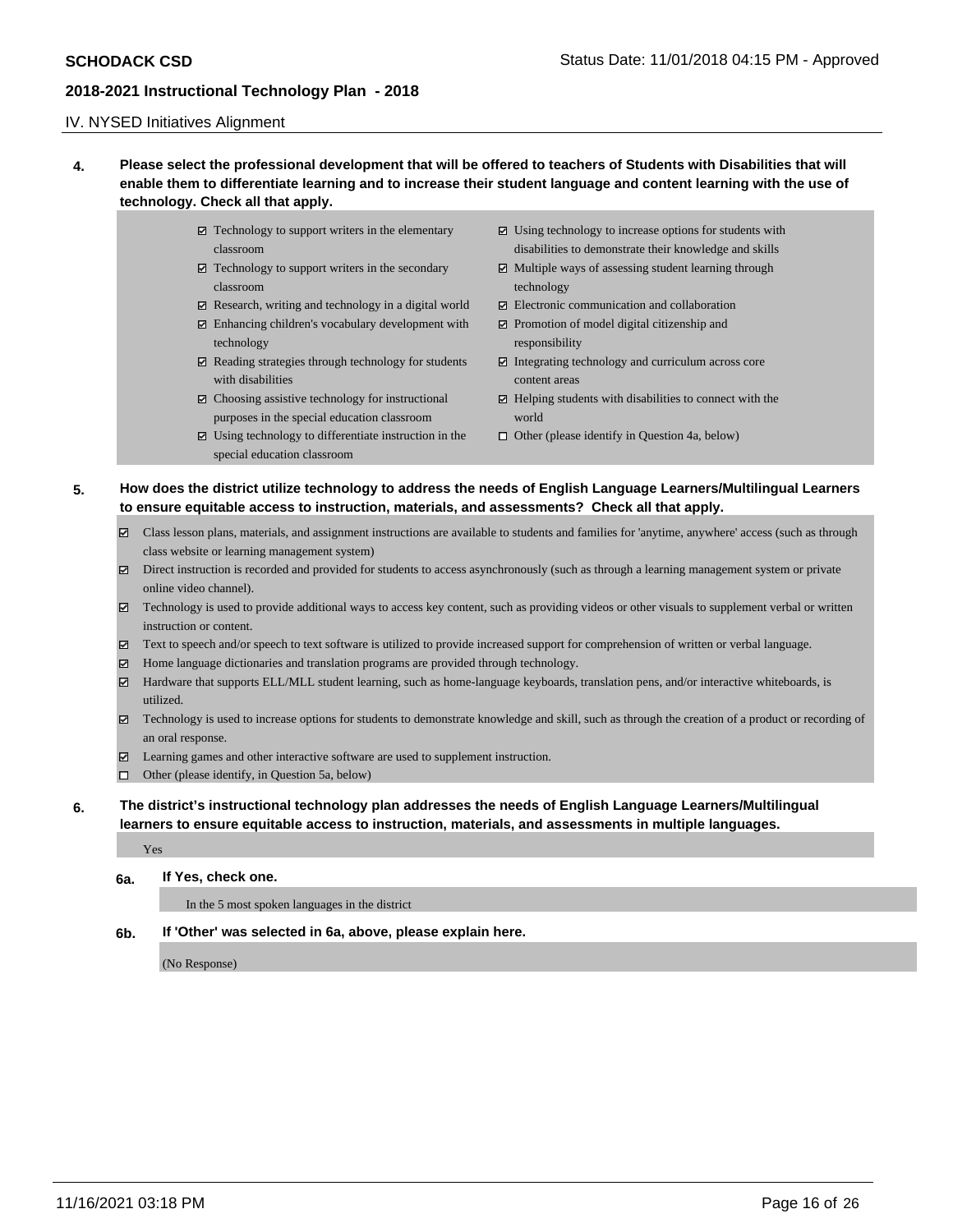## IV. NYSED Initiatives Alignment

**4. Please select the professional development that will be offered to teachers of Students with Disabilities that will enable them to differentiate learning and to increase their student language and content learning with the use of technology. Check all that apply.**

- ☑ Technology to support writers in the elementary classroom
- ☑ Technology to support writers in the secondary classroom
- ☑ Research, writing and technology in a digital world
- ☑ Enhancing children's vocabulary development with technology
- ☑ Reading strategies through technology for students with disabilities
- ☑ Choosing assistive technology for instructional purposes in the special education classroom
- ☑ Using technology to differentiate instruction in the special education classroom
- ☑ Using technology to increase options for students with disabilities to demonstrate their knowledge and skills
- ☑ Multiple ways of assessing student learning through technology
- ☑ Electronic communication and collaboration
- ☑ Promotion of model digital citizenship and responsibility
- ☑ Integrating technology and curriculum across core content areas
- ☑ Helping students with disabilities to connect with the world
- ☐ Other (please identify in Question 4a, below)

**5. How does the district utilize technology to address the needs of English Language Learners/Multilingual Learners to ensure equitable access to instruction, materials, and assessments? Check all that apply.**

- ☑ Class lesson plans, materials, and assignment instructions are available to students and families for 'anytime, anywhere' access (such as through class website or learning management system)
- ☑ Direct instruction is recorded and provided for students to access asynchronously (such as through a learning management system or private online video channel).
- ☑ Technology is used to provide additional ways to access key content, such as providing videos or other visuals to supplement verbal or written instruction or content.
- ☑ Text to speech and/or speech to text software is utilized to provide increased support for comprehension of written or verbal language.
- ☑ Home language dictionaries and translation programs are provided through technology.
- ☑ Hardware that supports ELL/MLL student learning, such as home-language keyboards, translation pens, and/or interactive whiteboards, is utilized.
- ☑ Technology is used to increase options for students to demonstrate knowledge and skill, such as through the creation of a product or recording of an oral response.
- ☑ Learning games and other interactive software are used to supplement instruction.
- ☐ Other (please identify, in Question 5a, below)

**6. The district's instructional technology plan addresses the needs of English Language Learners/Multilingual learners to ensure equitable access to instruction, materials, and assessments in multiple languages.**

Yes

**6a. If Yes, check one.**

In the 5 most spoken languages in the district

**6b. If 'Other' was selected in 6a, above, please explain here.**

(No Response)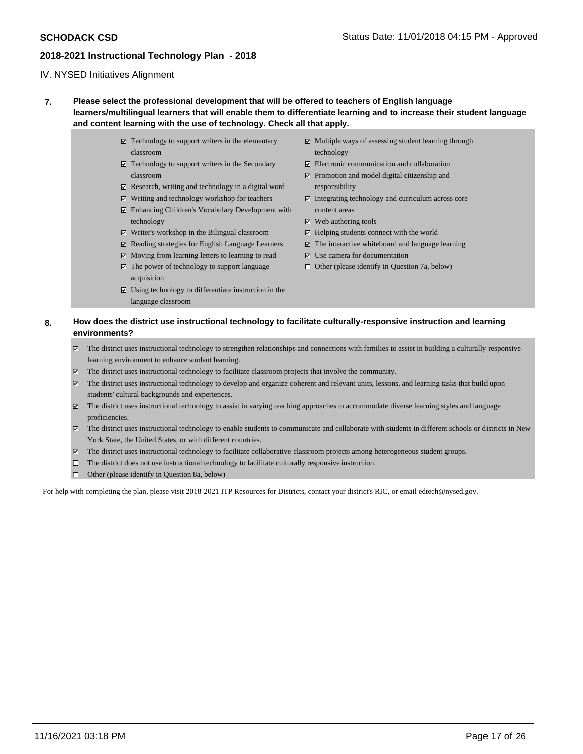IV. NYSED Initiatives Alignment

**7. Please select the professional development that will be offered to teachers of English language learners/multilingual learners that will enable them to differentiate learning and to increase their student language and content learning with the use of technology. Check all that apply.**

- ☑ Technology to support writers in the elementary classroom
- ☑ Technology to support writers in the Secondary classroom
- ☑ Research, writing and technology in a digital word
- ☑ Writing and technology workshop for teachers
- ☑ Enhancing Children's Vocabulary Development with technology
- ☑ Writer's workshop in the Bilingual classroom
- ☑ Reading strategies for English Language Learners
- ☑ Moving from learning letters to learning to read
- ☑ The power of technology to support language acquisition
- ☑ Using technology to differentiate instruction in the language classroom
- ☑ Multiple ways of assessing student learning through technology
- ☑ Electronic communication and collaboration
- ☑ Promotion and model digital citizenship and responsibility
- ☑ Integrating technology and curriculum across core content areas
- ☑ Web authoring tools
- ☑ Helping students connect with the world
- ☑ The interactive whiteboard and language learning
- ☑ Use camera for documentation
- ☐ Other (please identify in Question 7a, below)

**8. How does the district use instructional technology to facilitate culturally-responsive instruction and learning environments?**

- ☑ The district uses instructional technology to strengthen relationships and connections with families to assist in building a culturally responsive learning environment to enhance student learning.
- ☑ The district uses instructional technology to facilitate classroom projects that involve the community.
- ☑ The district uses instructional technology to develop and organize coherent and relevant units, lessons, and learning tasks that build upon students' cultural backgrounds and experiences.
- ☑ The district uses instructional technology to assist in varying teaching approaches to accommodate diverse learning styles and language proficiencies.
- ☑ The district uses instructional technology to enable students to communicate and collaborate with students in different schools or districts in New York State, the United States, or with different countries.
- ☑ The district uses instructional technology to facilitate collaborative classroom projects among heterogeneous student groups.
- ☐ The district does not use instructional technology to facilitate culturally responsive instruction.
- ☐ Other (please identify in Question 8a, below)

For help with completing the plan, please visit 2018-2021 ITP Resources for Districts, contact your district's RIC, or email edtech@nysed.gov.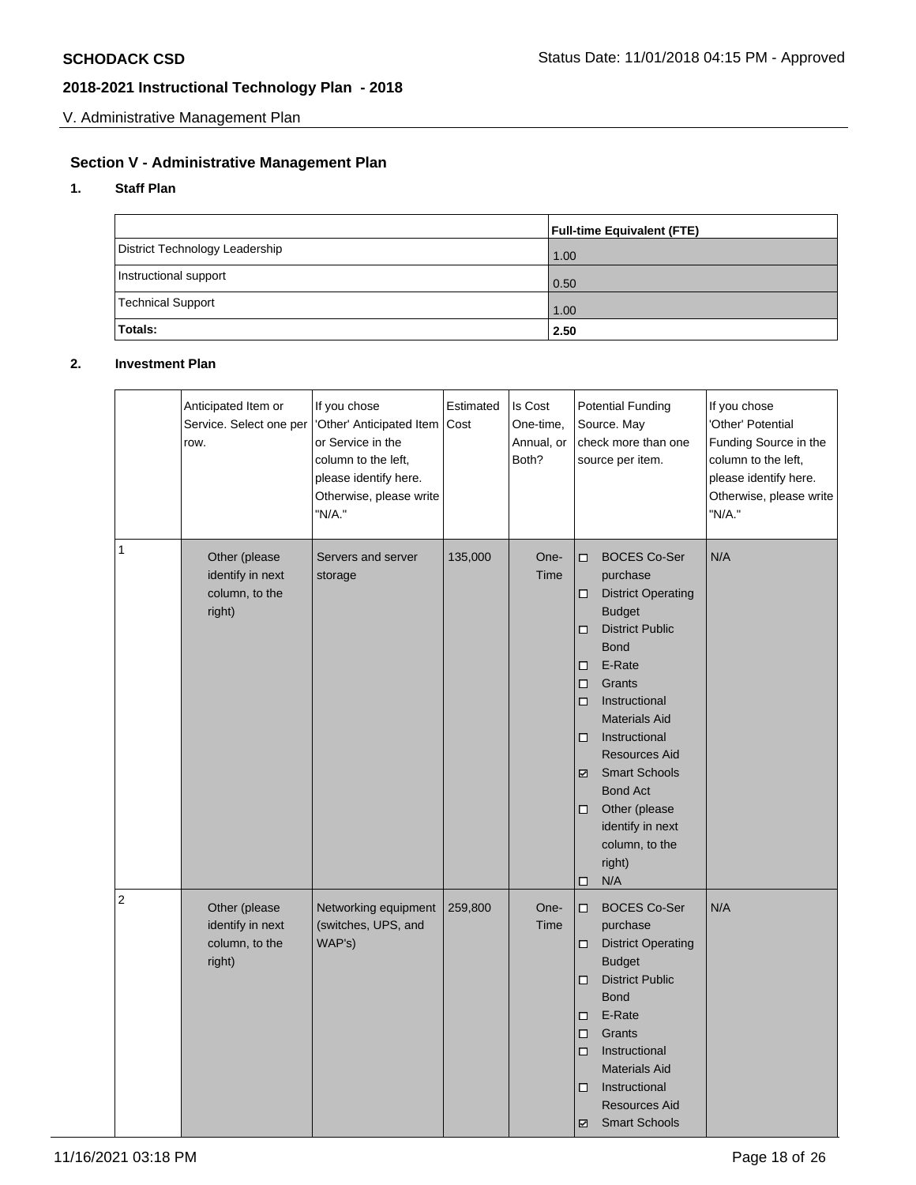## Section V - Administrative Management Plan

### 1. Staff Plan

| | Full-time Equivalent (FTE) |
|---|---|
| District Technology Leadership | 1.00 |
| Instructional support | 0.50 |
| Technical Support | 1.00 |
| **Totals:** | **2.50** |

### 2. Investment Plan

| | Anticipated Item or Service. Select one per row. | If you chose 'Other' Anticipated Item or Service in the column to the left, please identify here. Otherwise, please write "N/A." | Estimated Cost | Is Cost One-time, Annual, or Both? | Potential Funding Source. May check more than one source per item. | If you chose 'Other' Potential Funding Source in the column to the left, please identify here. Otherwise, please write "N/A." |
|---|---|---|---|---|---|---|
| 1 | Other (please identify in next column, to the right) | Servers and server storage | 135,000 | One-Time | ☐ BOCES Co-Ser purchase<br>☐ District Operating Budget<br>☐ District Public Bond<br>☐ E-Rate<br>☐ Grants<br>☐ Instructional Materials Aid<br>☐ Instructional Resources Aid<br>☑ Smart Schools Bond Act<br>☐ Other (please identify in next column, to the right)<br>☐ N/A | N/A |
| 2 | Other (please identify in next column, to the right) | Networking equipment (switches, UPS, and WAP's) | 259,800 | One-Time | ☐ BOCES Co-Ser purchase<br>☐ District Operating Budget<br>☐ District Public Bond<br>☐ E-Rate<br>☐ Grants<br>☐ Instructional Materials Aid<br>☐ Instructional Resources Aid<br>☑ Smart Schools | N/A |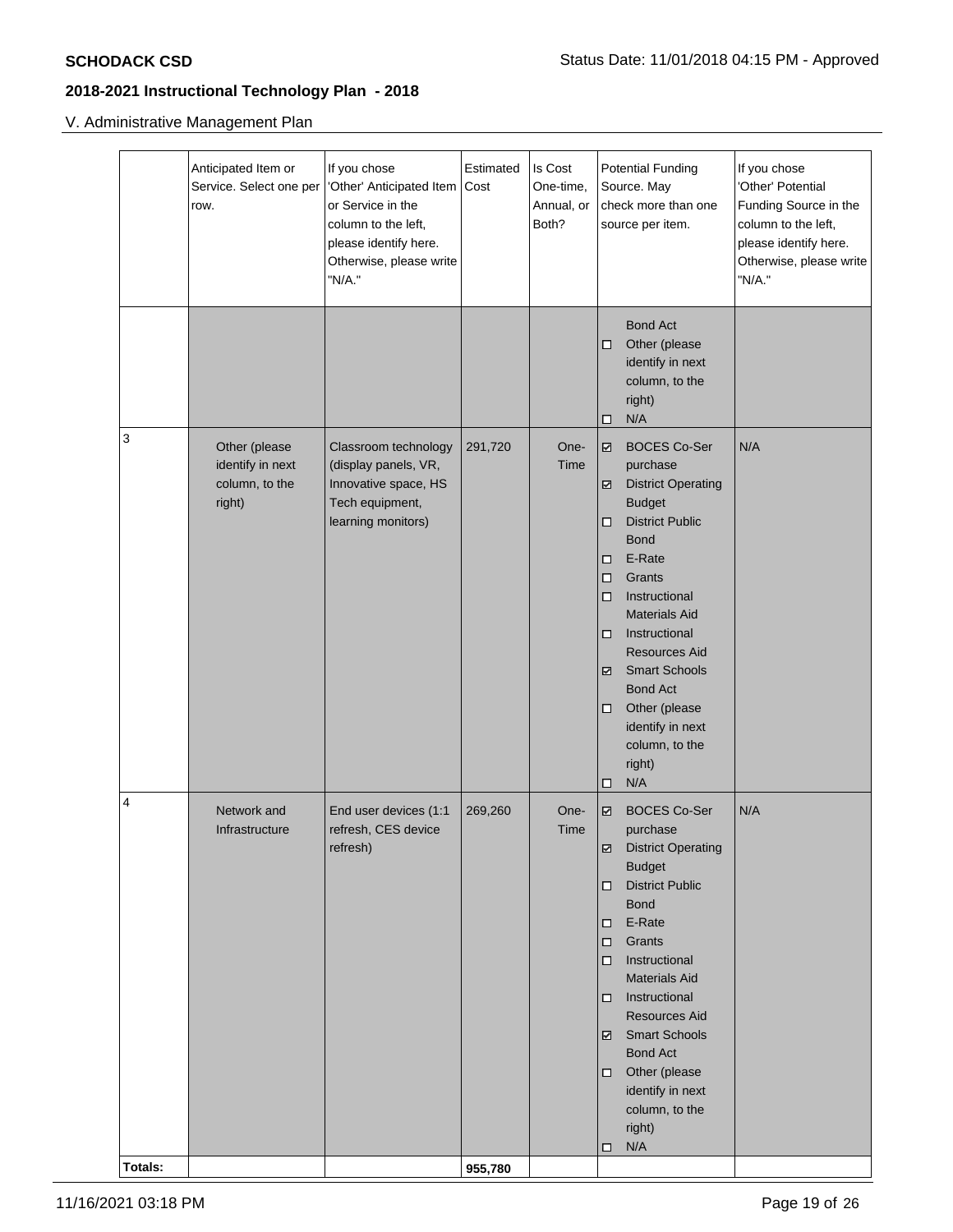## V. Administrative Management Plan

| | Anticipated Item or Service. Select one per row. | If you chose 'Other' Anticipated Item or Service in the column to the left, please identify here. Otherwise, please write "N/A." | Estimated Cost | Is Cost One-time, Annual, or Both? | Potential Funding Source. May check more than one source per item. | If you chose 'Other' Potential Funding Source in the column to the left, please identify here. Otherwise, please write "N/A." |
|---|---|---|---|---|---|---|
| | | | | | Bond Act<br>☐ Other (please identify in next column, to the right)<br>☐ N/A | |
| 3 | Other (please identify in next column, to the right) | Classroom technology (display panels, VR, Innovative space, HS Tech equipment, learning monitors) | 291,720 | One-Time | ☑ BOCES Co-Ser purchase<br>☑ District Operating Budget<br>☐ District Public Bond<br>☐ E-Rate<br>☐ Grants<br>☐ Instructional Materials Aid<br>☐ Instructional Resources Aid<br>☑ Smart Schools Bond Act<br>☐ Other (please identify in next column, to the right)<br>☐ N/A | N/A |
| 4 | Network and Infrastructure | End user devices (1:1 refresh, CES device refresh) | 269,260 | One-Time | ☑ BOCES Co-Ser purchase<br>☑ District Operating Budget<br>☐ District Public Bond<br>☐ E-Rate<br>☐ Grants<br>☐ Instructional Materials Aid<br>☐ Instructional Resources Aid<br>☑ Smart Schools Bond Act<br>☐ Other (please identify in next column, to the right)<br>☐ N/A | N/A |
| **Totals:** | | | **955,780** | | | |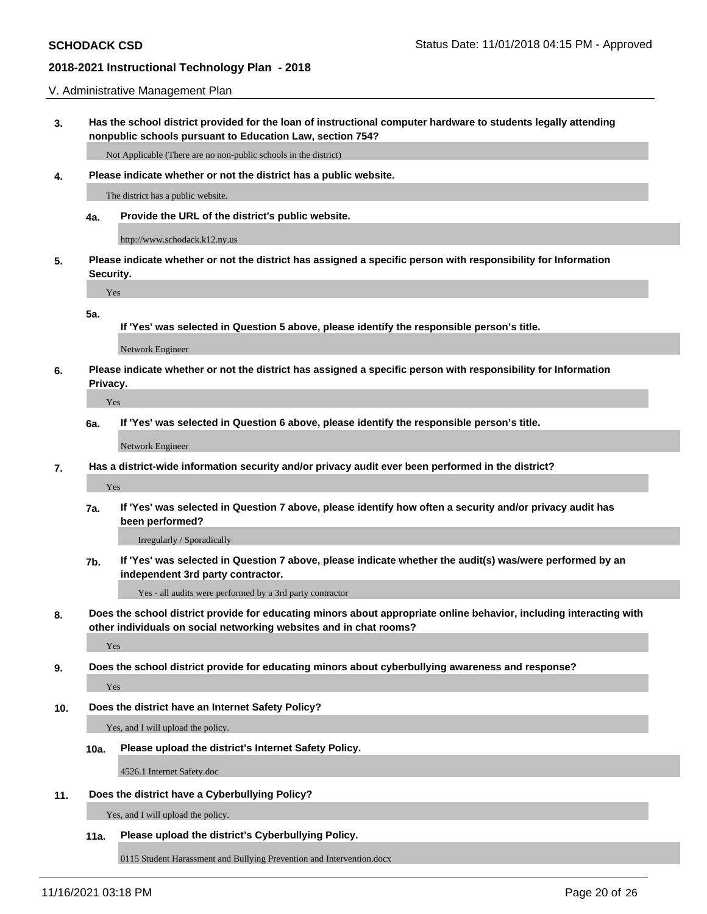V. Administrative Management Plan

**3. Has the school district provided for the loan of instructional computer hardware to students legally attending nonpublic schools pursuant to Education Law, section 754?**

Not Applicable (There are no non-public schools in the district)

**4. Please indicate whether or not the district has a public website.**

The district has a public website.

**4a. Provide the URL of the district's public website.**

http://www.schodack.k12.ny.us

**5. Please indicate whether or not the district has assigned a specific person with responsibility for Information Security.**

Yes

**5a. If 'Yes' was selected in Question 5 above, please identify the responsible person's title.**

Network Engineer

**6. Please indicate whether or not the district has assigned a specific person with responsibility for Information Privacy.**

Yes

**6a. If 'Yes' was selected in Question 6 above, please identify the responsible person's title.**

Network Engineer

**7. Has a district-wide information security and/or privacy audit ever been performed in the district?**

Yes

**7a. If 'Yes' was selected in Question 7 above, please identify how often a security and/or privacy audit has been performed?**

Irregularly / Sporadically

**7b. If 'Yes' was selected in Question 7 above, please indicate whether the audit(s) was/were performed by an independent 3rd party contractor.**

Yes - all audits were performed by a 3rd party contractor

**8. Does the school district provide for educating minors about appropriate online behavior, including interacting with other individuals on social networking websites and in chat rooms?**

Yes

**9. Does the school district provide for educating minors about cyberbullying awareness and response?**

Yes

**10. Does the district have an Internet Safety Policy?**

Yes, and I will upload the policy.

**10a. Please upload the district's Internet Safety Policy.**

4526.1 Internet Safety.doc

**11. Does the district have a Cyberbullying Policy?**

Yes, and I will upload the policy.

**11a. Please upload the district's Cyberbullying Policy.**

0115 Student Harassment and Bullying Prevention and Intervention.docx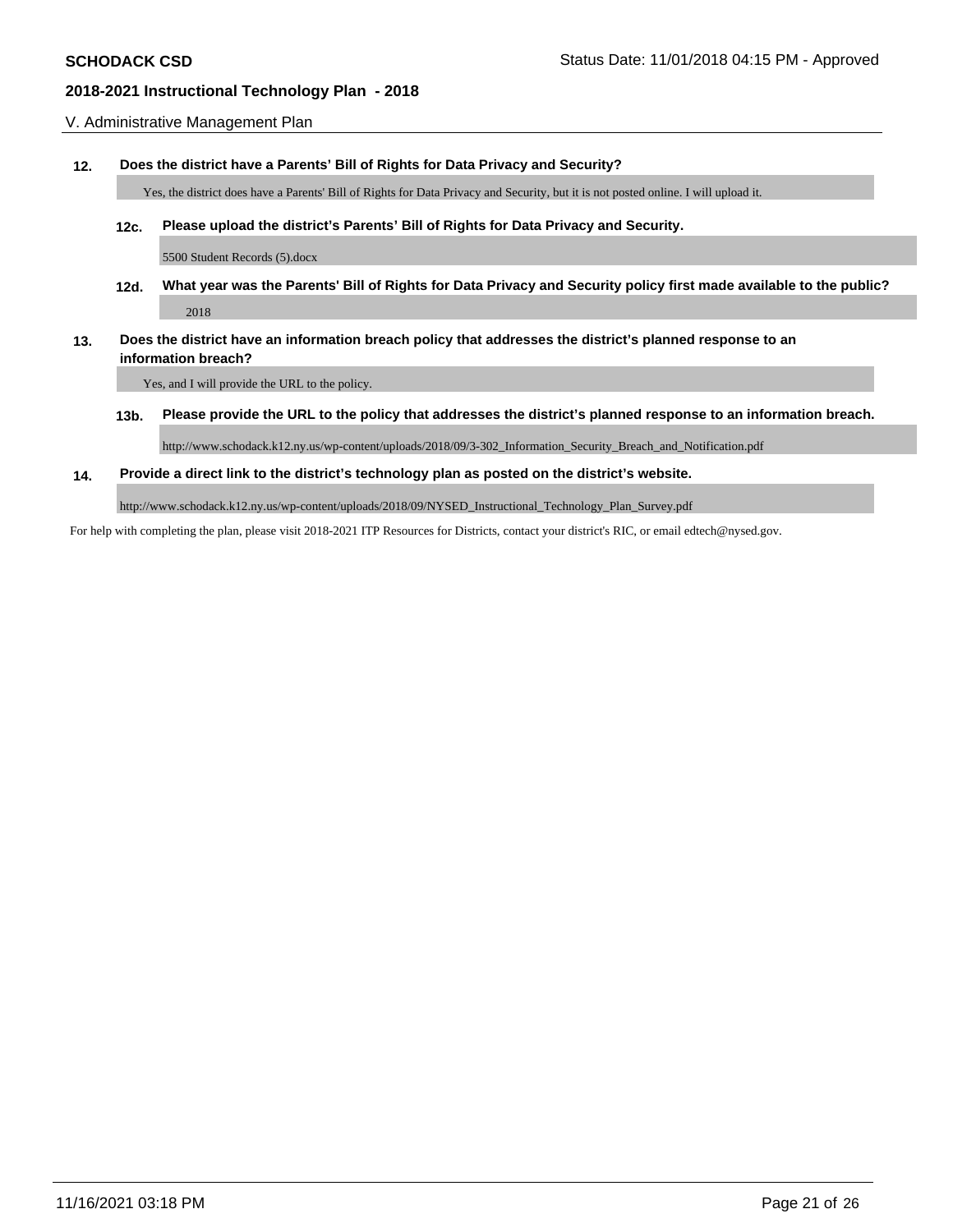V. Administrative Management Plan

**12. Does the district have a Parents' Bill of Rights for Data Privacy and Security?**

Yes, the district does have a Parents' Bill of Rights for Data Privacy and Security, but it is not posted online. I will upload it.

**12c. Please upload the district's Parents' Bill of Rights for Data Privacy and Security.**

5500 Student Records (5).docx

**12d. What year was the Parents' Bill of Rights for Data Privacy and Security policy first made available to the public?**

2018

**13. Does the district have an information breach policy that addresses the district's planned response to an information breach?**

Yes, and I will provide the URL to the policy.

**13b. Please provide the URL to the policy that addresses the district's planned response to an information breach.**

http://www.schodack.k12.ny.us/wp-content/uploads/2018/09/3-302_Information_Security_Breach_and_Notification.pdf

**14. Provide a direct link to the district's technology plan as posted on the district's website.**

http://www.schodack.k12.ny.us/wp-content/uploads/2018/09/NYSED_Instructional_Technology_Plan_Survey.pdf

For help with completing the plan, please visit 2018-2021 ITP Resources for Districts, contact your district's RIC, or email edtech@nysed.gov.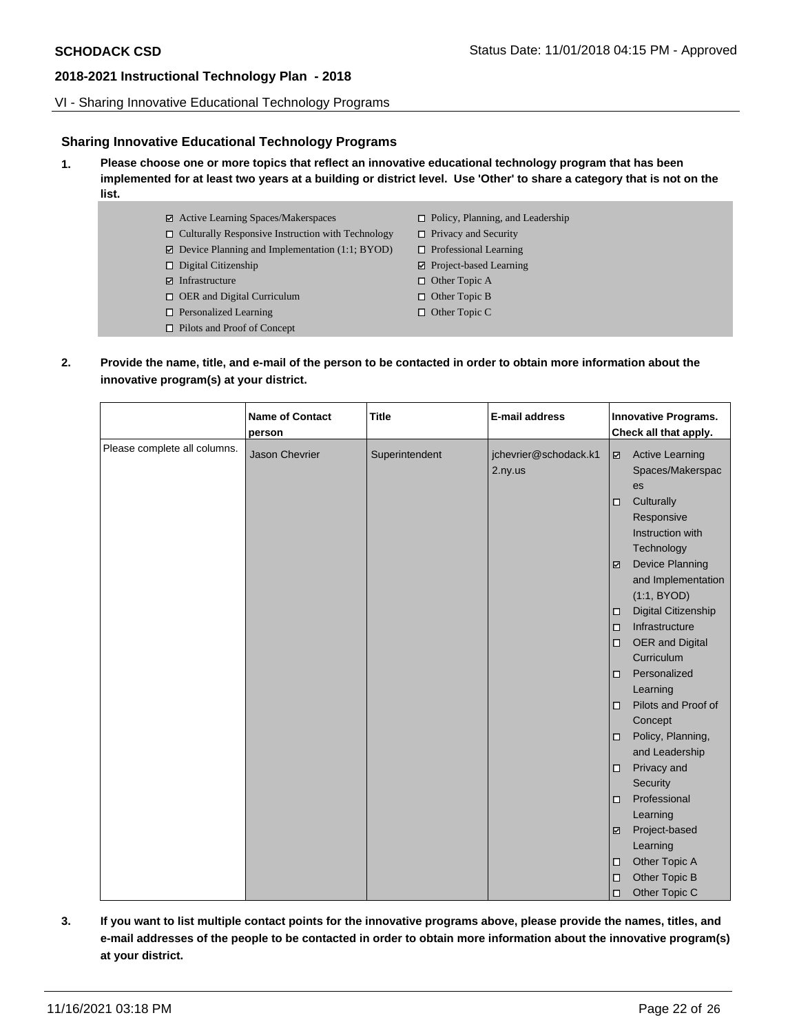## Sharing Innovative Educational Technology Programs

**1. Please choose one or more topics that reflect an innovative educational technology program that has been implemented for at least two years at a building or district level. Use 'Other' to share a category that is not on the list.**

- ☑ Active Learning Spaces/Makerspaces
- ☐ Culturally Responsive Instruction with Technology
- ☑ Device Planning and Implementation (1:1; BYOD)
- ☐ Digital Citizenship
- ☑ Infrastructure
- ☐ OER and Digital Curriculum
- ☐ Personalized Learning
- ☐ Pilots and Proof of Concept
- ☐ Policy, Planning, and Leadership
- ☐ Privacy and Security
- ☐ Professional Learning
- ☑ Project-based Learning
- ☐ Other Topic A
- ☐ Other Topic B
- ☐ Other Topic C

**2. Provide the name, title, and e-mail of the person to be contacted in order to obtain more information about the innovative program(s) at your district.**

| | Name of Contact person | Title | E-mail address | Innovative Programs. Check all that apply. |
|---|---|---|---|---|
| Please complete all columns. | Jason Chevrier | Superintendent | jchevrier@schodack.k12.ny.us | ☑ Active Learning Spaces/Makerspaces<br>☐ Culturally Responsive Instruction with Technology<br>☑ Device Planning and Implementation (1:1, BYOD)<br>☐ Digital Citizenship<br>☐ Infrastructure<br>☐ OER and Digital Curriculum<br>☐ Personalized Learning<br>☐ Pilots and Proof of Concept<br>☐ Policy, Planning, and Leadership<br>☐ Privacy and Security<br>☐ Professional Learning<br>☑ Project-based Learning<br>☐ Other Topic A<br>☐ Other Topic B<br>☐ Other Topic C |

**3. If you want to list multiple contact points for the innovative programs above, please provide the names, titles, and e-mail addresses of the people to be contacted in order to obtain more information about the innovative program(s) at your district.**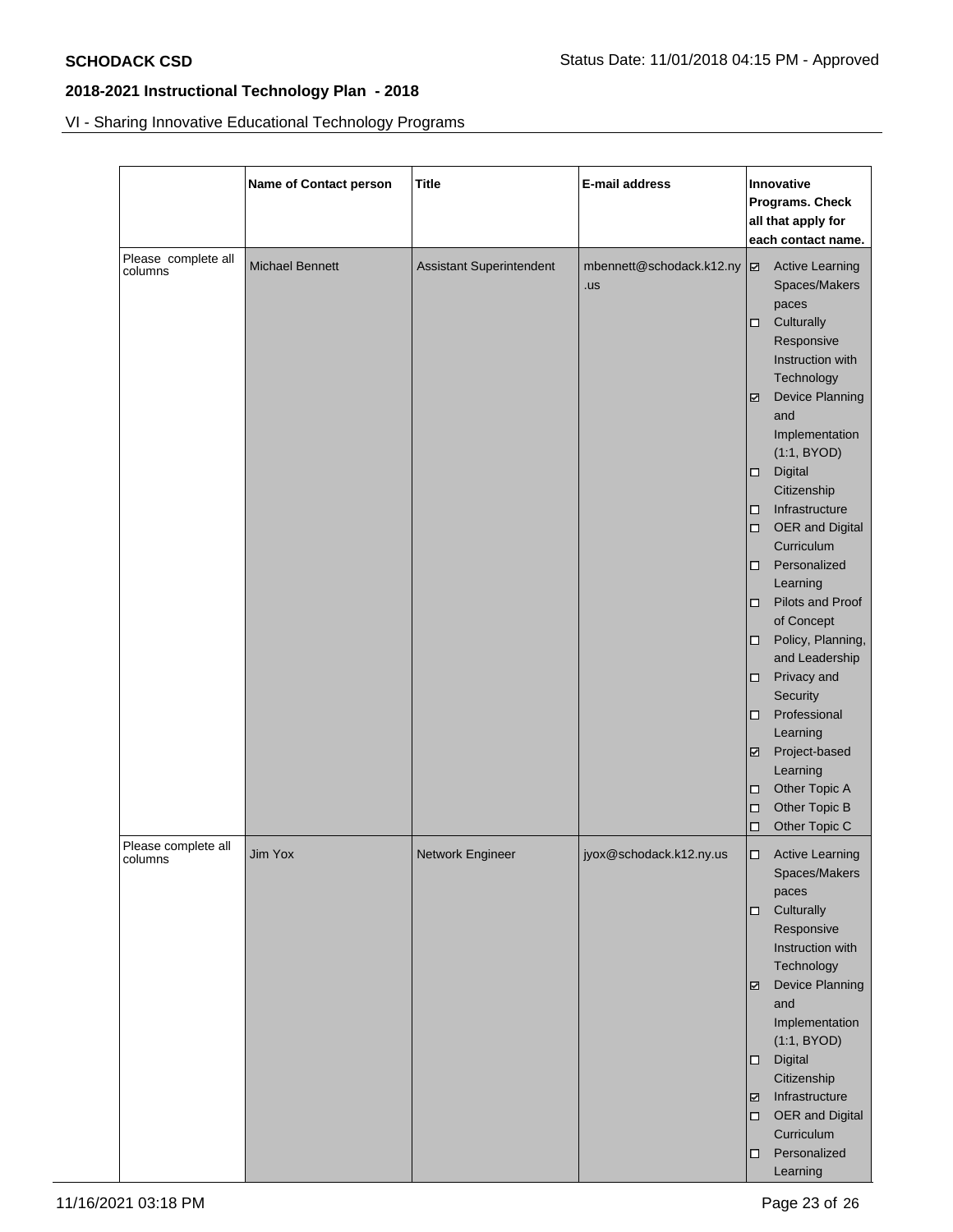VI - Sharing Innovative Educational Technology Programs

| | Name of Contact person | Title | E-mail address | Innovative Programs. Check all that apply for each contact name. |
|---|---|---|---|---|
| Please complete all columns | Michael Bennett | Assistant Superintendent | mbennett@schodack.k12.ny.us | ☑ Active Learning Spaces/Makerspaces<br>☐ Culturally Responsive Instruction with Technology<br>☑ Device Planning and Implementation (1:1, BYOD)<br>☐ Digital Citizenship<br>☐ Infrastructure<br>☐ OER and Digital Curriculum<br>☐ Personalized Learning<br>☐ Pilots and Proof of Concept<br>☐ Policy, Planning, and Leadership<br>☐ Privacy and Security<br>☐ Professional Learning<br>☑ Project-based Learning<br>☐ Other Topic A<br>☐ Other Topic B<br>☐ Other Topic C |
| Please complete all columns | Jim Yox | Network Engineer | jyox@schodack.k12.ny.us | ☐ Active Learning Spaces/Makerspaces<br>☐ Culturally Responsive Instruction with Technology<br>☑ Device Planning and Implementation (1:1, BYOD)<br>☐ Digital Citizenship<br>☑ Infrastructure<br>☐ OER and Digital Curriculum<br>☐ Personalized Learning |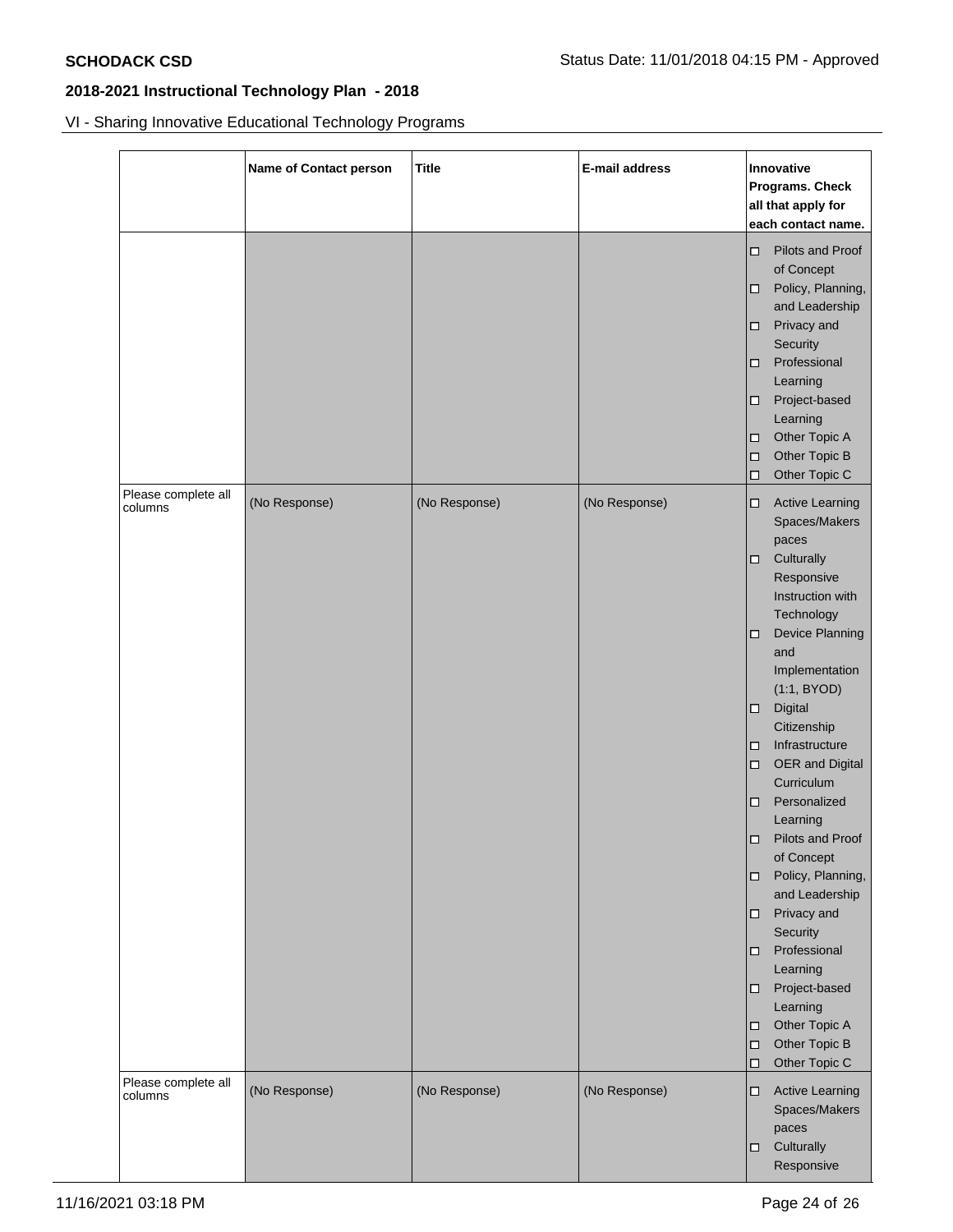## VI - Sharing Innovative Educational Technology Programs

| | Name of Contact person | Title | E-mail address | Innovative Programs. Check all that apply for each contact name. |
|---|---|---|---|---|
| | | | | ☐ Pilots and Proof of Concept<br>☐ Policy, Planning, and Leadership<br>☐ Privacy and Security<br>☐ Professional Learning<br>☐ Project-based Learning<br>☐ Other Topic A<br>☐ Other Topic B<br>☐ Other Topic C |
| Please complete all columns | (No Response) | (No Response) | (No Response) | ☐ Active Learning Spaces/Makerspaces<br>☐ Culturally Responsive Instruction with Technology<br>☐ Device Planning and Implementation (1:1, BYOD)<br>☐ Digital Citizenship<br>☐ Infrastructure<br>☐ OER and Digital Curriculum<br>☐ Personalized Learning<br>☐ Pilots and Proof of Concept<br>☐ Policy, Planning, and Leadership<br>☐ Privacy and Security<br>☐ Professional Learning<br>☐ Project-based Learning<br>☐ Other Topic A<br>☐ Other Topic B<br>☐ Other Topic C |
| Please complete all columns | (No Response) | (No Response) | (No Response) | ☐ Active Learning Spaces/Makerspaces<br>☐ Culturally Responsive |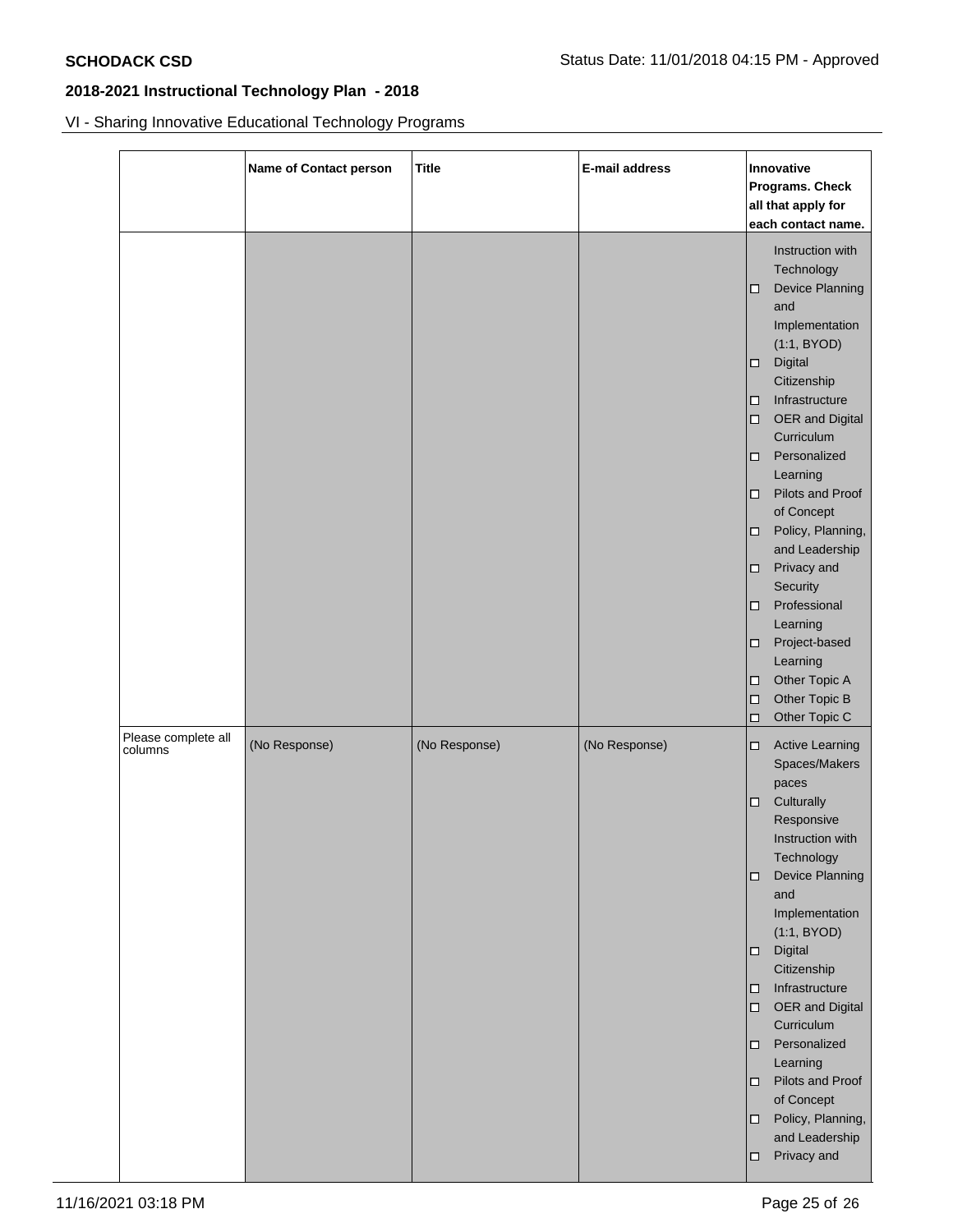## VI - Sharing Innovative Educational Technology Programs

| | Name of Contact person | Title | E-mail address | Innovative Programs. Check all that apply for each contact name. |
|---|---|---|---|---|
| | | | | Instruction with Technology<br>☐ Device Planning and Implementation (1:1, BYOD)<br>☐ Digital Citizenship<br>☐ Infrastructure<br>☐ OER and Digital Curriculum<br>☐ Personalized Learning<br>☐ Pilots and Proof of Concept<br>☐ Policy, Planning, and Leadership<br>☐ Privacy and Security<br>☐ Professional Learning<br>☐ Project-based Learning<br>☐ Other Topic A<br>☐ Other Topic B<br>☐ Other Topic C |
| Please complete all columns | (No Response) | (No Response) | (No Response) | ☐ Active Learning Spaces/Makerspaces<br>☐ Culturally Responsive Instruction with Technology<br>☐ Device Planning and Implementation (1:1, BYOD)<br>☐ Digital Citizenship<br>☐ Infrastructure<br>☐ OER and Digital Curriculum<br>☐ Personalized Learning<br>☐ Pilots and Proof of Concept<br>☐ Policy, Planning, and Leadership<br>☐ Privacy and |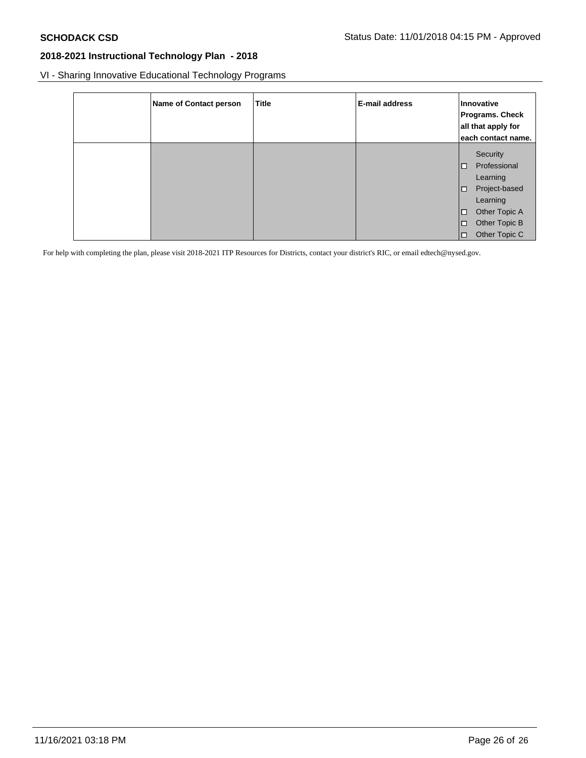VI - Sharing Innovative Educational Technology Programs

| | Name of Contact person | Title | E-mail address | Innovative Programs. Check all that apply for each contact name. |
|---|---|---|---|---|
| | | | | Security<br>☐ Professional Learning<br>☐ Project-based Learning<br>☐ Other Topic A<br>☐ Other Topic B<br>☐ Other Topic C |

For help with completing the plan, please visit 2018-2021 ITP Resources for Districts, contact your district's RIC, or email edtech@nysed.gov.